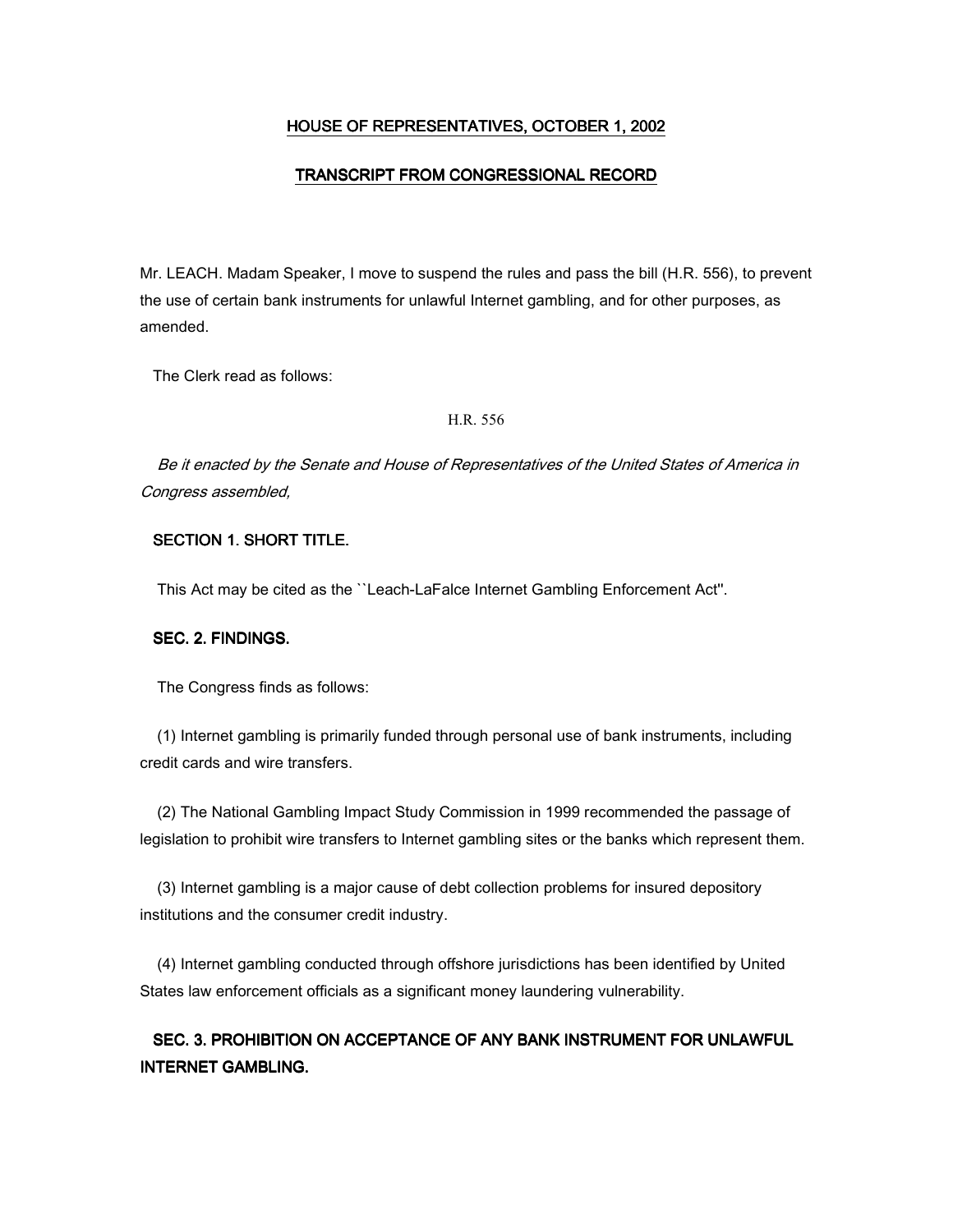## HOUSE OF REPRESENTATIVES, OCTOBER 1, 2002

## TRANSCRIPT FROM CONGRESSIONAL RECORD

Mr. LEACH. Madam Speaker, I move to suspend the rules and pass the bill (H.R. 556), to prevent the use of certain bank instruments for unlawful Internet gambling, and for other purposes, as amended.

The Clerk read as follows:

H.R. 556

*Be it enacted by the Senate and House of Representatives of the United States of America in Congress assembled,*

### SECTION 1. SHORT TITLE.

This Act may be cited as the ``Leach-LaFalce Internet Gambling Enforcement Act''.

### SEC. 2. FINDINGS.

The Congress finds as follows:

(1) Internet gambling is primarily funded through personal use of bank instruments, including credit cards and wire transfers.

(2) The National Gambling Impact Study Commission in 1999 recommended the passage of legislation to prohibit wire transfers to Internet gambling sites or the banks which represent them.

(3) Internet gambling is a major cause of debt collection problems for insured depository institutions and the consumer credit industry.

(4) Internet gambling conducted through offshore jurisdictions has been identified by United States law enforcement officials as a significant money laundering vulnerability.

### SEC. 3. PROHIBITION ON ACCEPTANCE OF ANY BANK INSTRUMENT FOR UNLAWFUL INTERNET GAMBLING.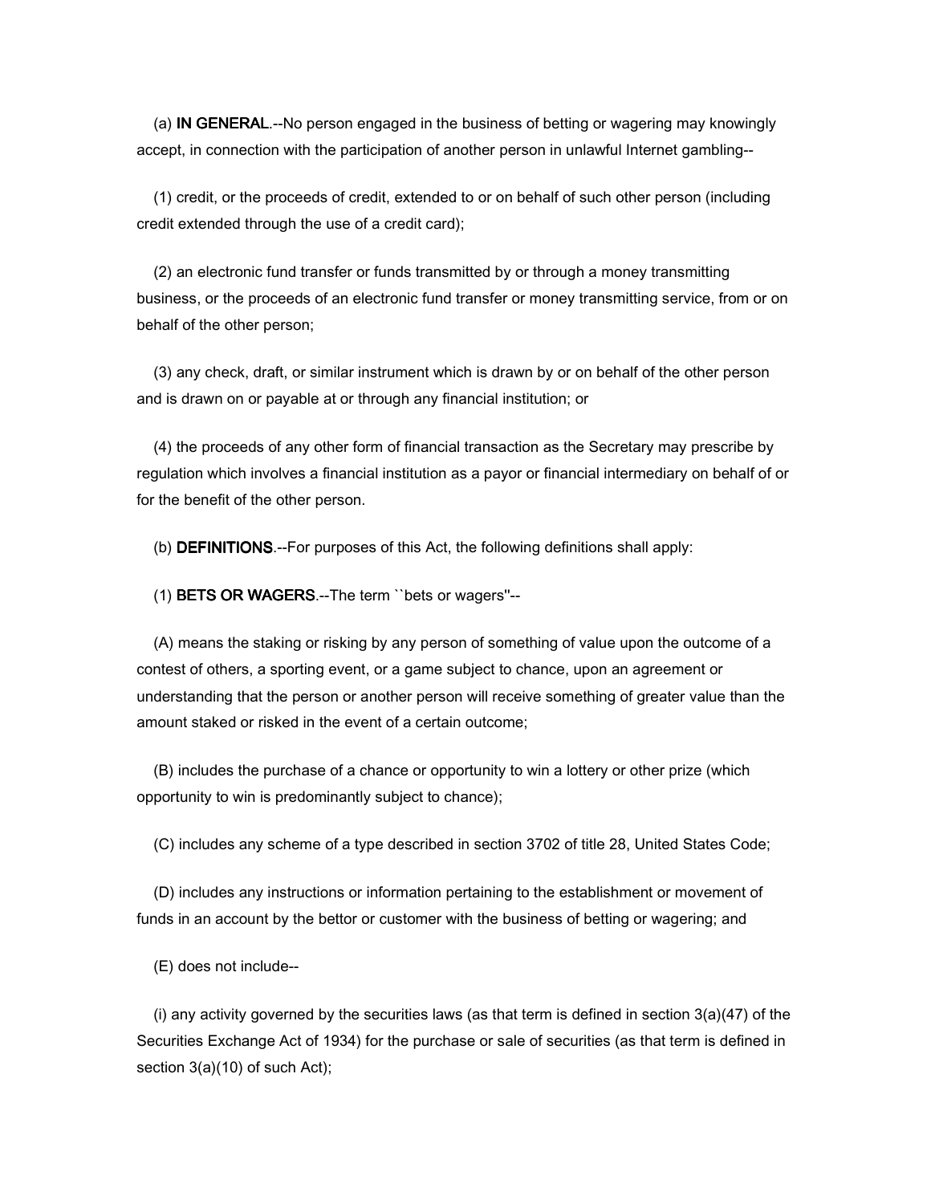(a) **IN GENERAL**.--No person engaged in the business of betting or wagering may knowingly accept, in connection with the participation of another person in unlawful Internet gambling--

(1) credit, or the proceeds of credit, extended to or on behalf of such other person (including credit extended through the use of a credit card);

(2) an electronic fund transfer or funds transmitted by or through a money transmitting business, or the proceeds of an electronic fund transfer or money transmitting service, from or on behalf of the other person;

(3) any check, draft, or similar instrument which is drawn by or on behalf of the other person and is drawn on or payable at or through any financial institution; or

(4) the proceeds of any other form of financial transaction as the Secretary may prescribe by regulation which involves a financial institution as a payor or financial intermediary on behalf of or for the benefit of the other person.

(b) **DEFINITIONS**.--For purposes of this Act, the following definitions shall apply:

(1) **BETS OR WAGERS**.--The term ``bets or wagers''--

(A) means the staking or risking by any person of something of value upon the outcome of a contest of others, a sporting event, or a game subject to chance, upon an agreement or understanding that the person or another person will receive something of greater value than the amount staked or risked in the event of a certain outcome;

(B) includes the purchase of a chance or opportunity to win a lottery or other prize (which opportunity to win is predominantly subject to chance);

(C) includes any scheme of a type described in section 3702 of title 28, United States Code;

(D) includes any instructions or information pertaining to the establishment or movement of funds in an account by the bettor or customer with the business of betting or wagering; and

(E) does not include--

(i) any activity governed by the securities laws (as that term is defined in section 3(a)(47) of the Securities Exchange Act of 1934) for the purchase or sale of securities (as that term is defined in section 3(a)(10) of such Act);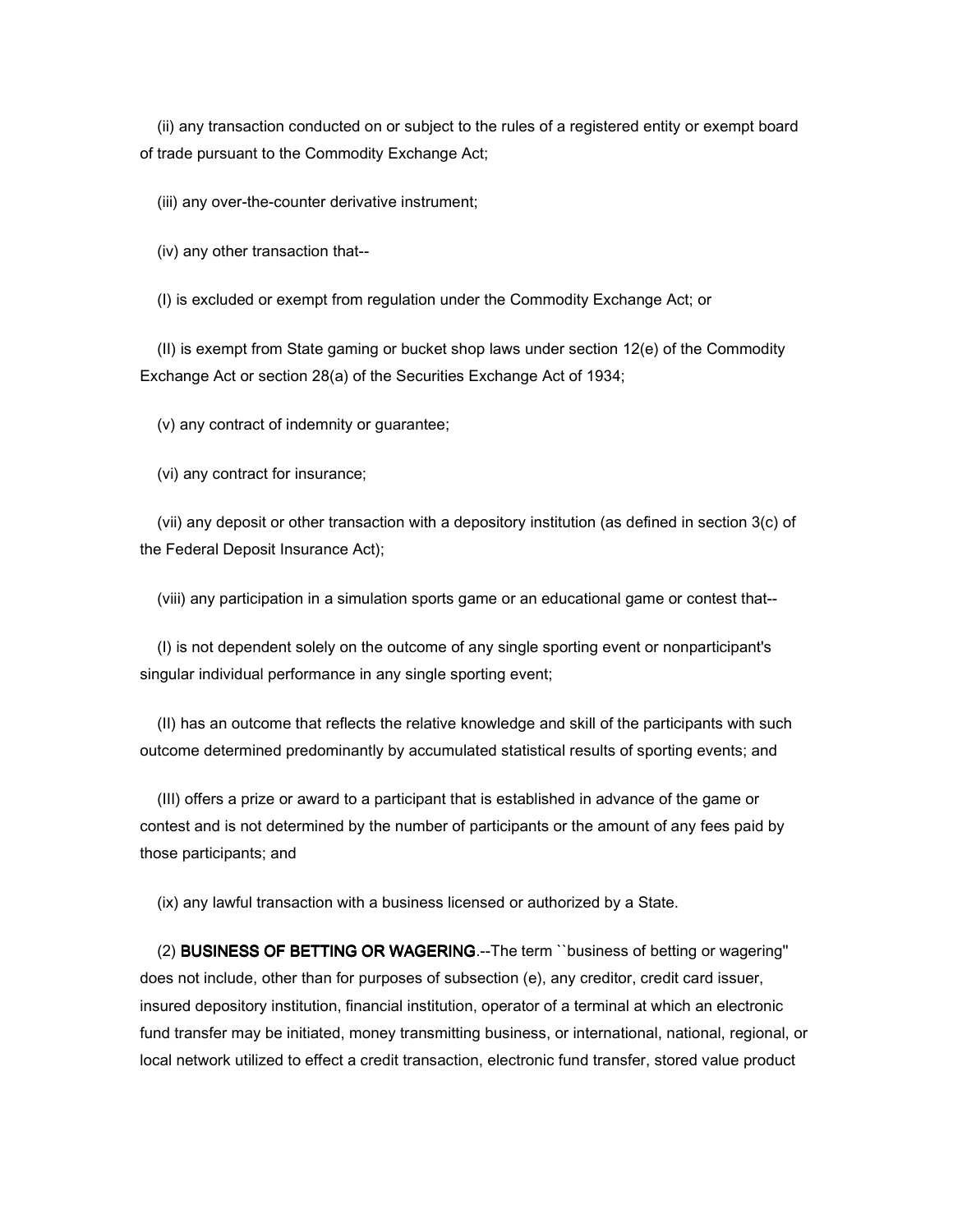(ii) any transaction conducted on or subject to the rules of a registered entity or exempt board of trade pursuant to the Commodity Exchange Act;

(iii) any over-the-counter derivative instrument;

(iv) any other transaction that--

(I) is excluded or exempt from regulation under the Commodity Exchange Act; or

(II) is exempt from State gaming or bucket shop laws under section 12(e) of the Commodity Exchange Act or section 28(a) of the Securities Exchange Act of 1934;

(v) any contract of indemnity or guarantee;

(vi) any contract for insurance;

(vii) any deposit or other transaction with a depository institution (as defined in section 3(c) of the Federal Deposit Insurance Act);

(viii) any participation in a simulation sports game or an educational game or contest that--

(I) is not dependent solely on the outcome of any single sporting event or nonparticipant's singular individual performance in any single sporting event;

(II) has an outcome that reflects the relative knowledge and skill of the participants with such outcome determined predominantly by accumulated statistical results of sporting events; and

(III) offers a prize or award to a participant that is established in advance of the game or contest and is not determined by the number of participants or the amount of any fees paid by those participants; and

(ix) any lawful transaction with a business licensed or authorized by a State.

(2) **BUSINESS OF BETTING OR WAGERING**.--The term ``business of betting or wagering'' does not include, other than for purposes of subsection (e), any creditor, credit card issuer, insured depository institution, financial institution, operator of a terminal at which an electronic fund transfer may be initiated, money transmitting business, or international, national, regional, or local network utilized to effect a credit transaction, electronic fund transfer, stored value product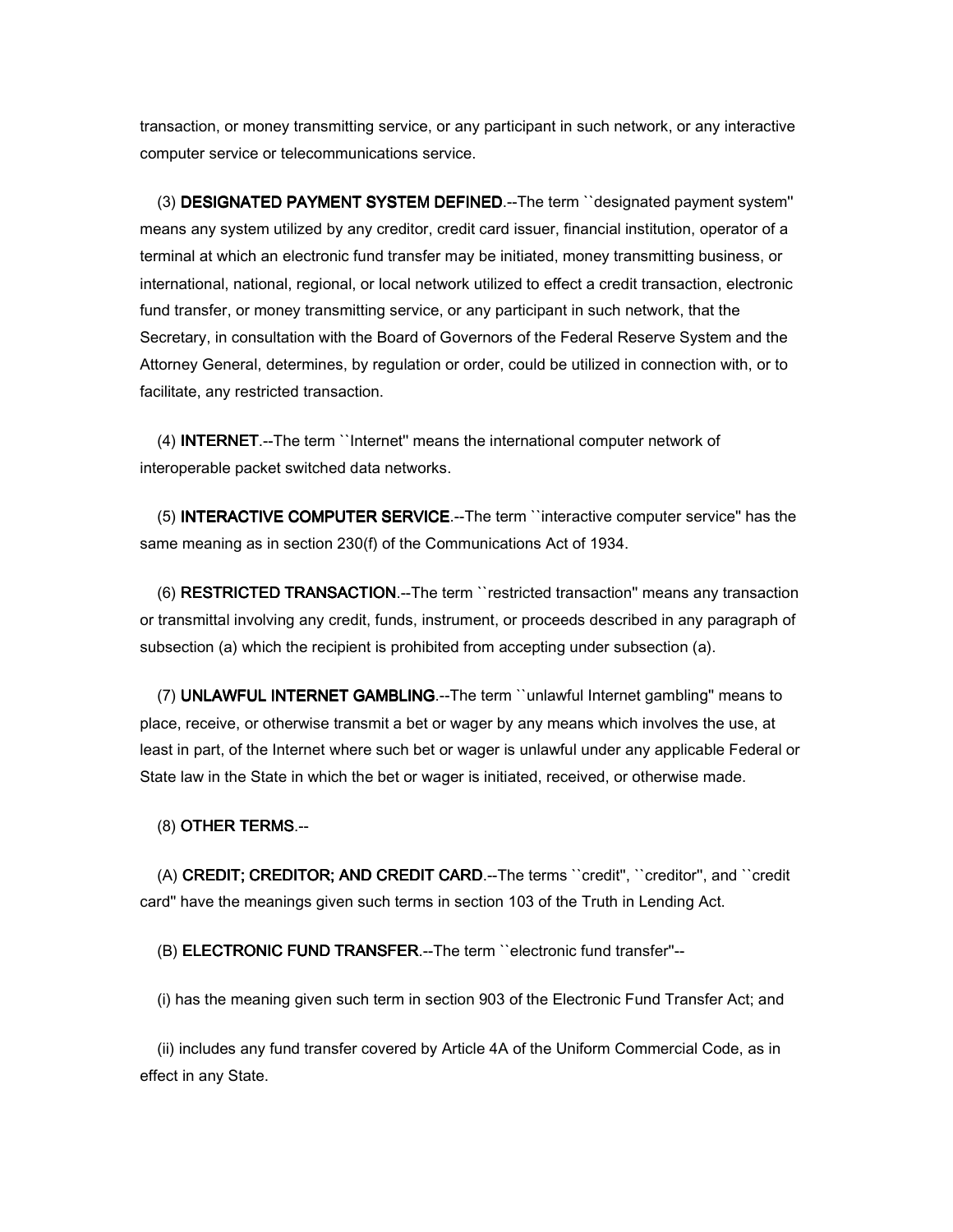transaction, or money transmitting service, or any participant in such network, or any interactive computer service or telecommunications service.

(3) **DESIGNATED PAYMENT SYSTEM DEFINED**.--The term ``designated payment system'' means any system utilized by any creditor, credit card issuer, financial institution, operator of a terminal at which an electronic fund transfer may be initiated, money transmitting business, or international, national, regional, or local network utilized to effect a credit transaction, electronic fund transfer, or money transmitting service, or any participant in such network, that the Secretary, in consultation with the Board of Governors of the Federal Reserve System and the Attorney General, determines, by regulation or order, could be utilized in connection with, or to facilitate, any restricted transaction.

(4) **INTERNET**.--The term ``Internet'' means the international computer network of interoperable packet switched data networks.

(5) **INTERACTIVE COMPUTER SERVICE**.--The term ``interactive computer service'' has the same meaning as in section 230(f) of the Communications Act of 1934.

(6) **RESTRICTED TRANSACTION**.--The term ``restricted transaction'' means any transaction or transmittal involving any credit, funds, instrument, or proceeds described in any paragraph of subsection (a) which the recipient is prohibited from accepting under subsection (a).

(7) **UNLAWFUL INTERNET GAMBLING**.--The term ``unlawful Internet gambling'' means to place, receive, or otherwise transmit a bet or wager by any means which involves the use, at least in part, of the Internet where such bet or wager is unlawful under any applicable Federal or State law in the State in which the bet or wager is initiated, received, or otherwise made.

(8) **OTHER TERMS**.--

(A) **CREDIT; CREDITOR; AND CREDIT CARD**.--The terms ``credit'', ``creditor'', and ``credit card'' have the meanings given such terms in section 103 of the Truth in Lending Act.

(B) **ELECTRONIC FUND TRANSFER**.--The term ``electronic fund transfer''--

(i) has the meaning given such term in section 903 of the Electronic Fund Transfer Act; and

(ii) includes any fund transfer covered by Article 4A of the Uniform Commercial Code, as in effect in any State.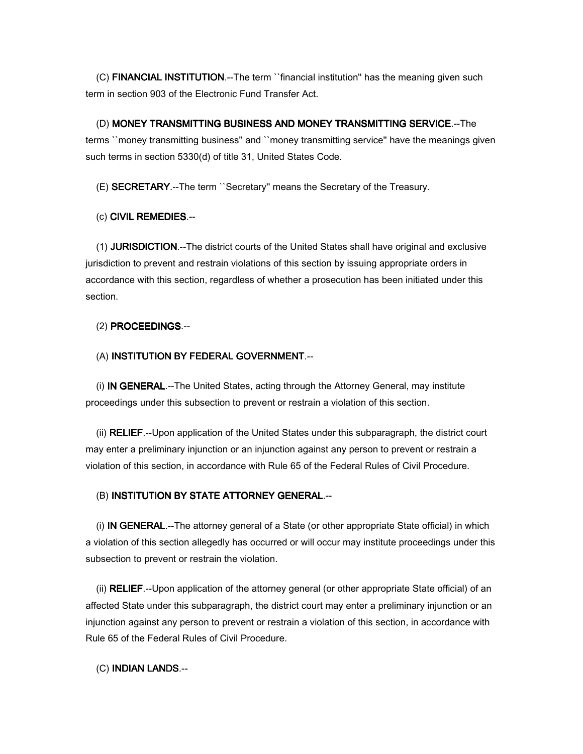(C) **FINANCIAL INSTITUTION**.--The term ``financial institution'' has the meaning given such term in section 903 of the Electronic Fund Transfer Act.

(D) **MONEY TRANSMITTING BUSINESS AND MONEY TRANSMITTING SERVICE**.--The terms ``money transmitting business'' and ``money transmitting service'' have the meanings given such terms in section 5330(d) of title 31, United States Code.

(E) **SECRETARY**.--The term ``Secretary'' means the Secretary of the Treasury.

(c) **CIVIL REMEDIES**.--

(1) **JURISDICTION**.--The district courts of the United States shall have original and exclusive jurisdiction to prevent and restrain violations of this section by issuing appropriate orders in accordance with this section, regardless of whether a prosecution has been initiated under this section.

(2) **PROCEEDINGS**.--

(A) **INSTITUTION BY FEDERAL GOVERNMENT**.--

(i) **IN GENERAL**.--The United States, acting through the Attorney General, may institute proceedings under this subsection to prevent or restrain a violation of this section.

(ii) **RELIEF**.--Upon application of the United States under this subparagraph, the district court may enter a preliminary injunction or an injunction against any person to prevent or restrain a violation of this section, in accordance with Rule 65 of the Federal Rules of Civil Procedure.

(B) **INSTITUTION BY STATE ATTORNEY GENERAL**.--

(i) **IN GENERAL**.--The attorney general of a State (or other appropriate State official) in which a violation of this section allegedly has occurred or will occur may institute proceedings under this subsection to prevent or restrain the violation.

(ii) **RELIEF**.--Upon application of the attorney general (or other appropriate State official) of an affected State under this subparagraph, the district court may enter a preliminary injunction or an injunction against any person to prevent or restrain a violation of this section, in accordance with Rule 65 of the Federal Rules of Civil Procedure.

(C) **INDIAN LANDS**.--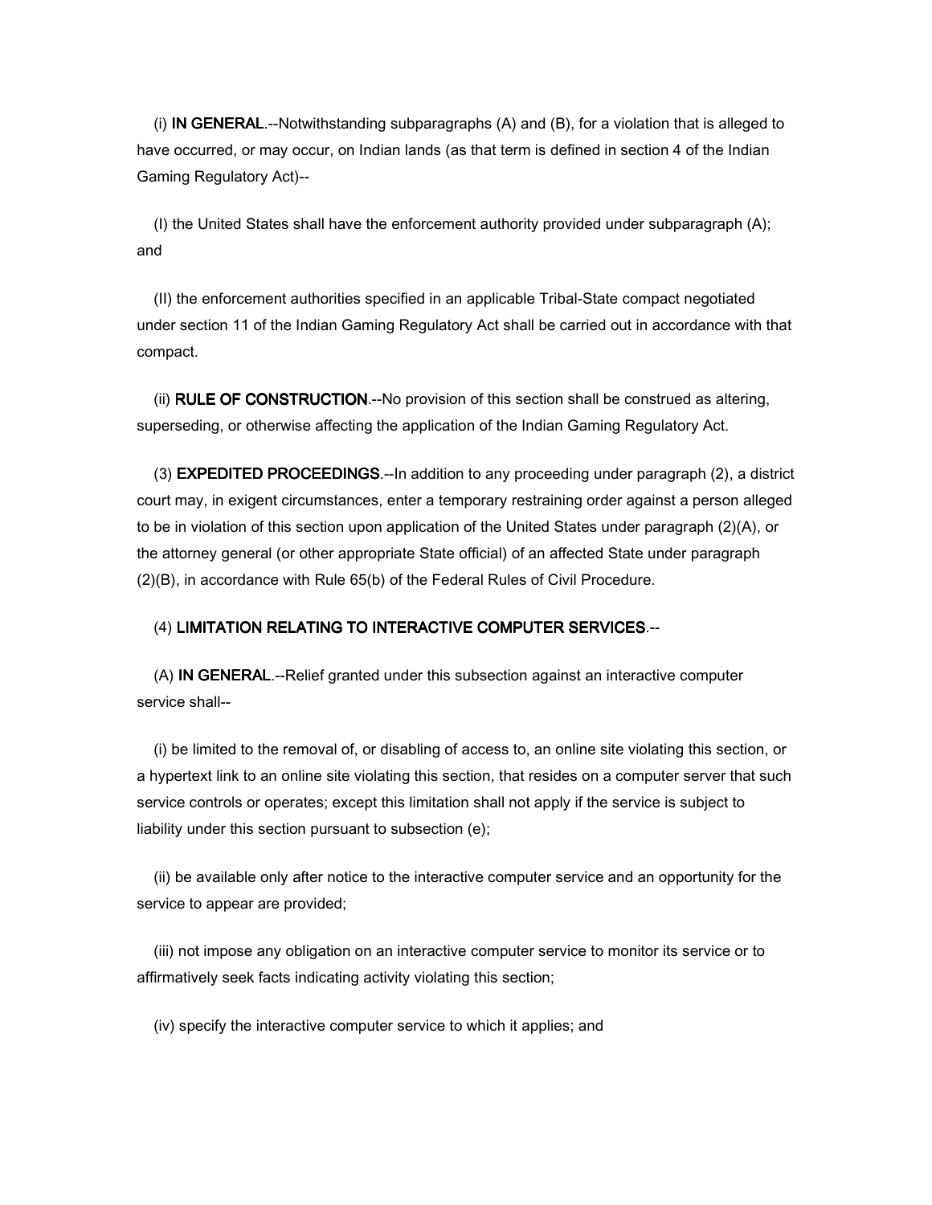(i) **IN GENERAL**.--Notwithstanding subparagraphs (A) and (B), for a violation that is alleged to have occurred, or may occur, on Indian lands (as that term is defined in section 4 of the Indian Gaming Regulatory Act)--

(I) the United States shall have the enforcement authority provided under subparagraph (A); and

(II) the enforcement authorities specified in an applicable Tribal-State compact negotiated under section 11 of the Indian Gaming Regulatory Act shall be carried out in accordance with that compact.

(ii) **RULE OF CONSTRUCTION**.--No provision of this section shall be construed as altering, superseding, or otherwise affecting the application of the Indian Gaming Regulatory Act.

(3) **EXPEDITED PROCEEDINGS**.--In addition to any proceeding under paragraph (2), a district court may, in exigent circumstances, enter a temporary restraining order against a person alleged to be in violation of this section upon application of the United States under paragraph (2)(A), or the attorney general (or other appropriate State official) of an affected State under paragraph (2)(B), in accordance with Rule 65(b) of the Federal Rules of Civil Procedure.

(4) **LIMITATION RELATING TO INTERACTIVE COMPUTER SERVICES**.--

(A) **IN GENERAL**.--Relief granted under this subsection against an interactive computer service shall--

(i) be limited to the removal of, or disabling of access to, an online site violating this section, or a hypertext link to an online site violating this section, that resides on a computer server that such service controls or operates; except this limitation shall not apply if the service is subject to liability under this section pursuant to subsection (e);

(ii) be available only after notice to the interactive computer service and an opportunity for the service to appear are provided;

(iii) not impose any obligation on an interactive computer service to monitor its service or to affirmatively seek facts indicating activity violating this section;

(iv) specify the interactive computer service to which it applies; and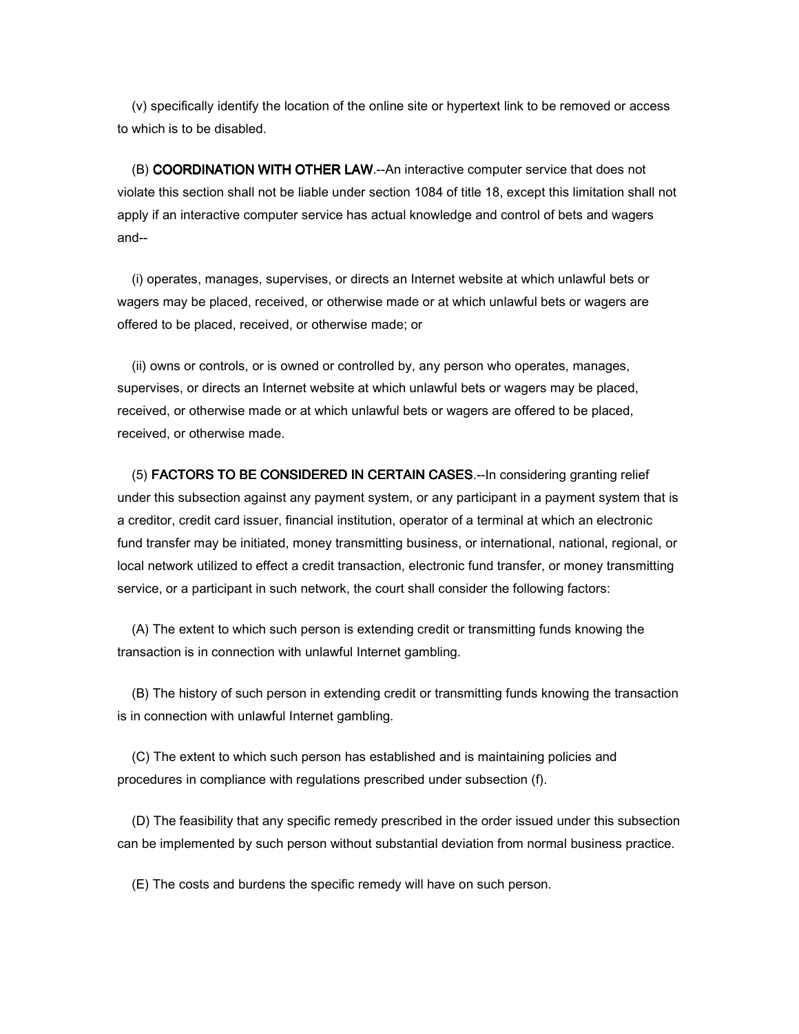(v) specifically identify the location of the online site or hypertext link to be removed or access to which is to be disabled.

(B) **COORDINATION WITH OTHER LAW**.--An interactive computer service that does not violate this section shall not be liable under section 1084 of title 18, except this limitation shall not apply if an interactive computer service has actual knowledge and control of bets and wagers and--

(i) operates, manages, supervises, or directs an Internet website at which unlawful bets or wagers may be placed, received, or otherwise made or at which unlawful bets or wagers are offered to be placed, received, or otherwise made; or

(ii) owns or controls, or is owned or controlled by, any person who operates, manages, supervises, or directs an Internet website at which unlawful bets or wagers may be placed, received, or otherwise made or at which unlawful bets or wagers are offered to be placed, received, or otherwise made.

(5) **FACTORS TO BE CONSIDERED IN CERTAIN CASES**.--In considering granting relief under this subsection against any payment system, or any participant in a payment system that is a creditor, credit card issuer, financial institution, operator of a terminal at which an electronic fund transfer may be initiated, money transmitting business, or international, national, regional, or local network utilized to effect a credit transaction, electronic fund transfer, or money transmitting service, or a participant in such network, the court shall consider the following factors:

(A) The extent to which such person is extending credit or transmitting funds knowing the transaction is in connection with unlawful Internet gambling.

(B) The history of such person in extending credit or transmitting funds knowing the transaction is in connection with unlawful Internet gambling.

(C) The extent to which such person has established and is maintaining policies and procedures in compliance with regulations prescribed under subsection (f).

(D) The feasibility that any specific remedy prescribed in the order issued under this subsection can be implemented by such person without substantial deviation from normal business practice.

(E) The costs and burdens the specific remedy will have on such person.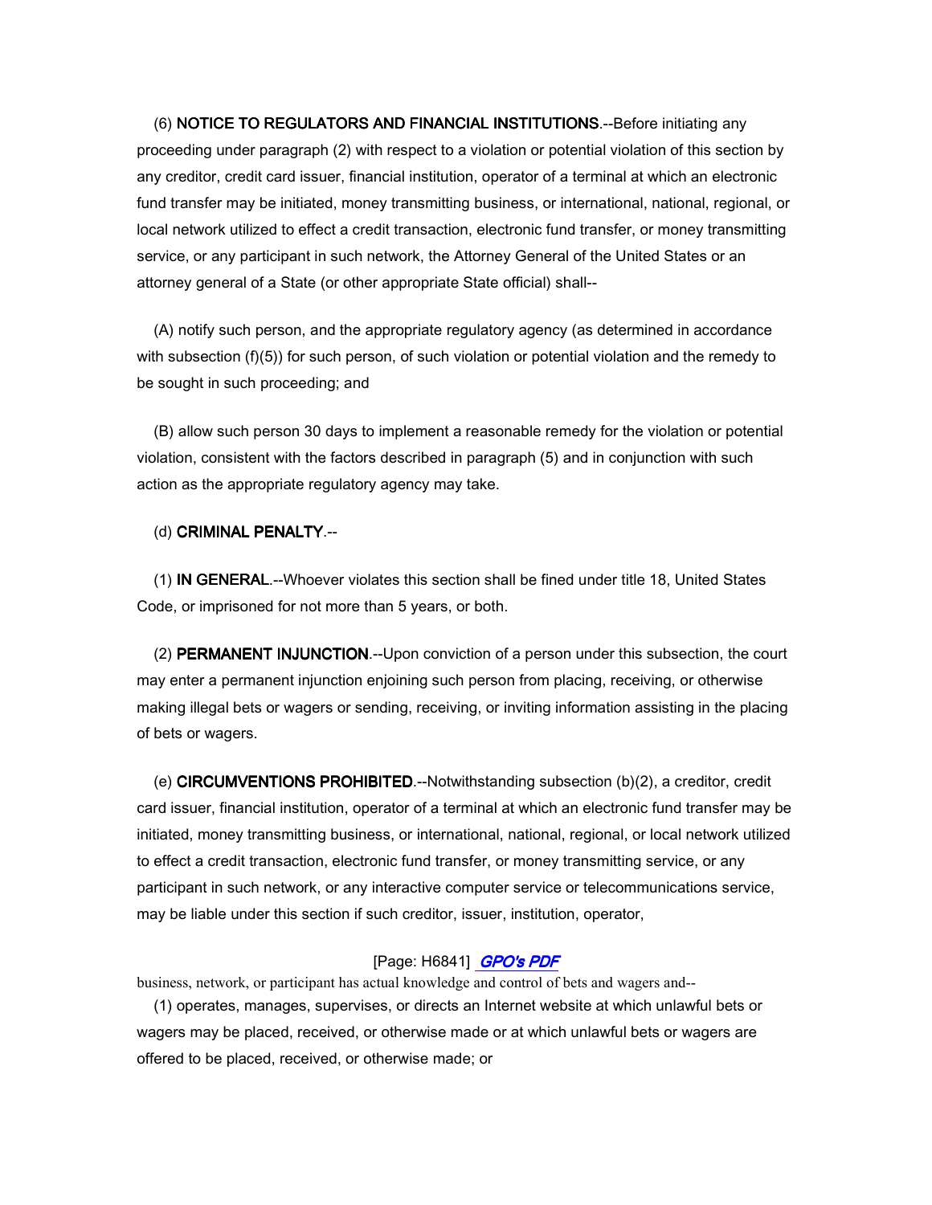(6) **NOTICE TO REGULATORS AND FINANCIAL INSTITUTIONS**.--Before initiating any proceeding under paragraph (2) with respect to a violation or potential violation of this section by any creditor, credit card issuer, financial institution, operator of a terminal at which an electronic fund transfer may be initiated, money transmitting business, or international, national, regional, or local network utilized to effect a credit transaction, electronic fund transfer, or money transmitting service, or any participant in such network, the Attorney General of the United States or an attorney general of a State (or other appropriate State official) shall--

(A) notify such person, and the appropriate regulatory agency (as determined in accordance with subsection (f)(5)) for such person, of such violation or potential violation and the remedy to be sought in such proceeding; and

(B) allow such person 30 days to implement a reasonable remedy for the violation or potential violation, consistent with the factors described in paragraph (5) and in conjunction with such action as the appropriate regulatory agency may take.

(d) **CRIMINAL PENALTY**.--

(1) **IN GENERAL**.--Whoever violates this section shall be fined under title 18, United States Code, or imprisoned for not more than 5 years, or both.

(2) **PERMANENT INJUNCTION**.--Upon conviction of a person under this subsection, the court may enter a permanent injunction enjoining such person from placing, receiving, or otherwise making illegal bets or wagers or sending, receiving, or inviting information assisting in the placing of bets or wagers.

(e) **CIRCUMVENTIONS PROHIBITED**.--Notwithstanding subsection (b)(2), a creditor, credit card issuer, financial institution, operator of a terminal at which an electronic fund transfer may be initiated, money transmitting business, or international, national, regional, or local network utilized to effect a credit transaction, electronic fund transfer, or money transmitting service, or any participant in such network, or any interactive computer service or telecommunications service, may be liable under this section if such creditor, issuer, institution, operator,

[Page: H6841] *GPO's PDF*

business, network, or participant has actual knowledge and control of bets and wagers and--

(1) operates, manages, supervises, or directs an Internet website at which unlawful bets or wagers may be placed, received, or otherwise made or at which unlawful bets or wagers are offered to be placed, received, or otherwise made; or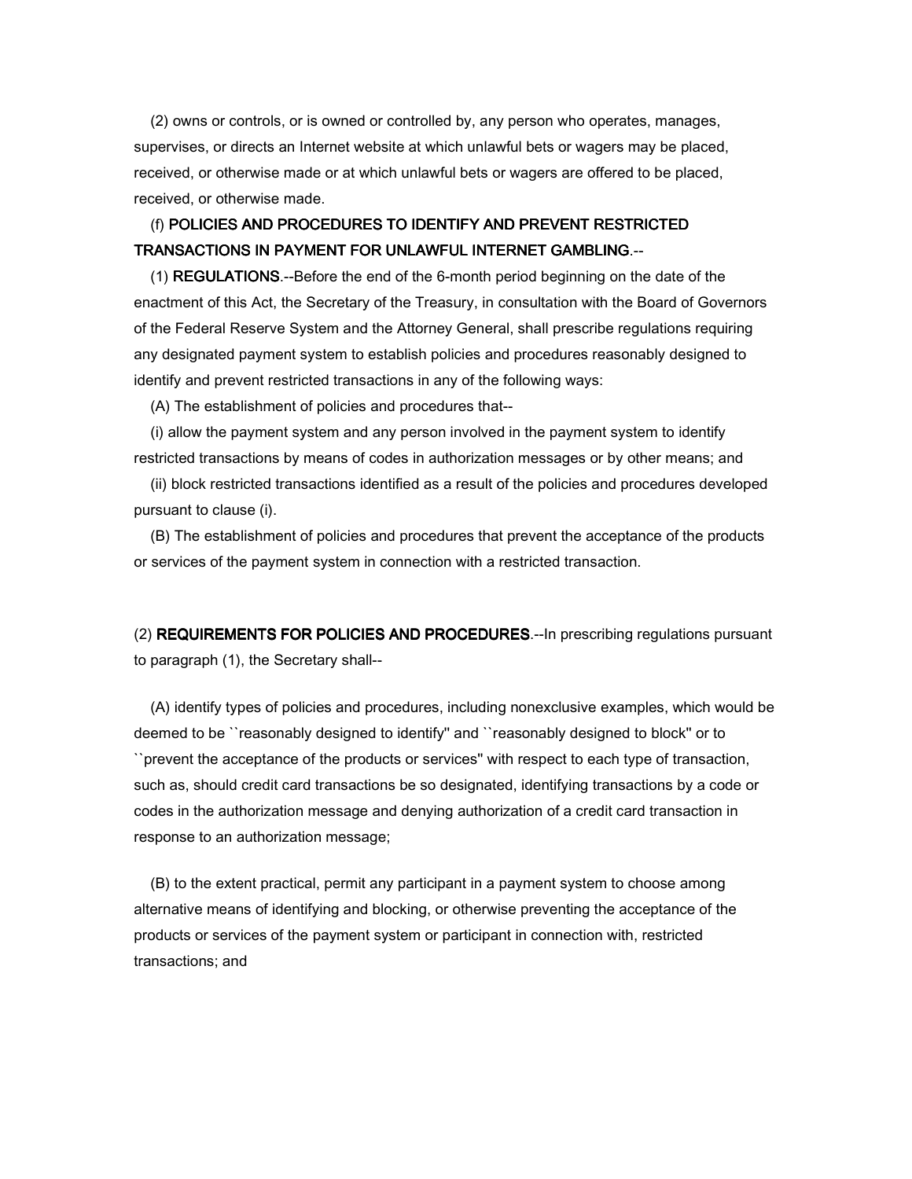(2) owns or controls, or is owned or controlled by, any person who operates, manages, supervises, or directs an Internet website at which unlawful bets or wagers may be placed, received, or otherwise made or at which unlawful bets or wagers are offered to be placed, received, or otherwise made.

(f) **POLICIES AND PROCEDURES TO IDENTIFY AND PREVENT RESTRICTED TRANSACTIONS IN PAYMENT FOR UNLAWFUL INTERNET GAMBLING**.--

(1) **REGULATIONS**.--Before the end of the 6-month period beginning on the date of the enactment of this Act, the Secretary of the Treasury, in consultation with the Board of Governors of the Federal Reserve System and the Attorney General, shall prescribe regulations requiring any designated payment system to establish policies and procedures reasonably designed to identify and prevent restricted transactions in any of the following ways:

(A) The establishment of policies and procedures that--

(i) allow the payment system and any person involved in the payment system to identify restricted transactions by means of codes in authorization messages or by other means; and

(ii) block restricted transactions identified as a result of the policies and procedures developed pursuant to clause (i).

(B) The establishment of policies and procedures that prevent the acceptance of the products or services of the payment system in connection with a restricted transaction.

(2) **REQUIREMENTS FOR POLICIES AND PROCEDURES**.--In prescribing regulations pursuant to paragraph (1), the Secretary shall--

(A) identify types of policies and procedures, including nonexclusive examples, which would be deemed to be ``reasonably designed to identify'' and ``reasonably designed to block'' or to ``prevent the acceptance of the products or services'' with respect to each type of transaction, such as, should credit card transactions be so designated, identifying transactions by a code or codes in the authorization message and denying authorization of a credit card transaction in response to an authorization message;

(B) to the extent practical, permit any participant in a payment system to choose among alternative means of identifying and blocking, or otherwise preventing the acceptance of the products or services of the payment system or participant in connection with, restricted transactions; and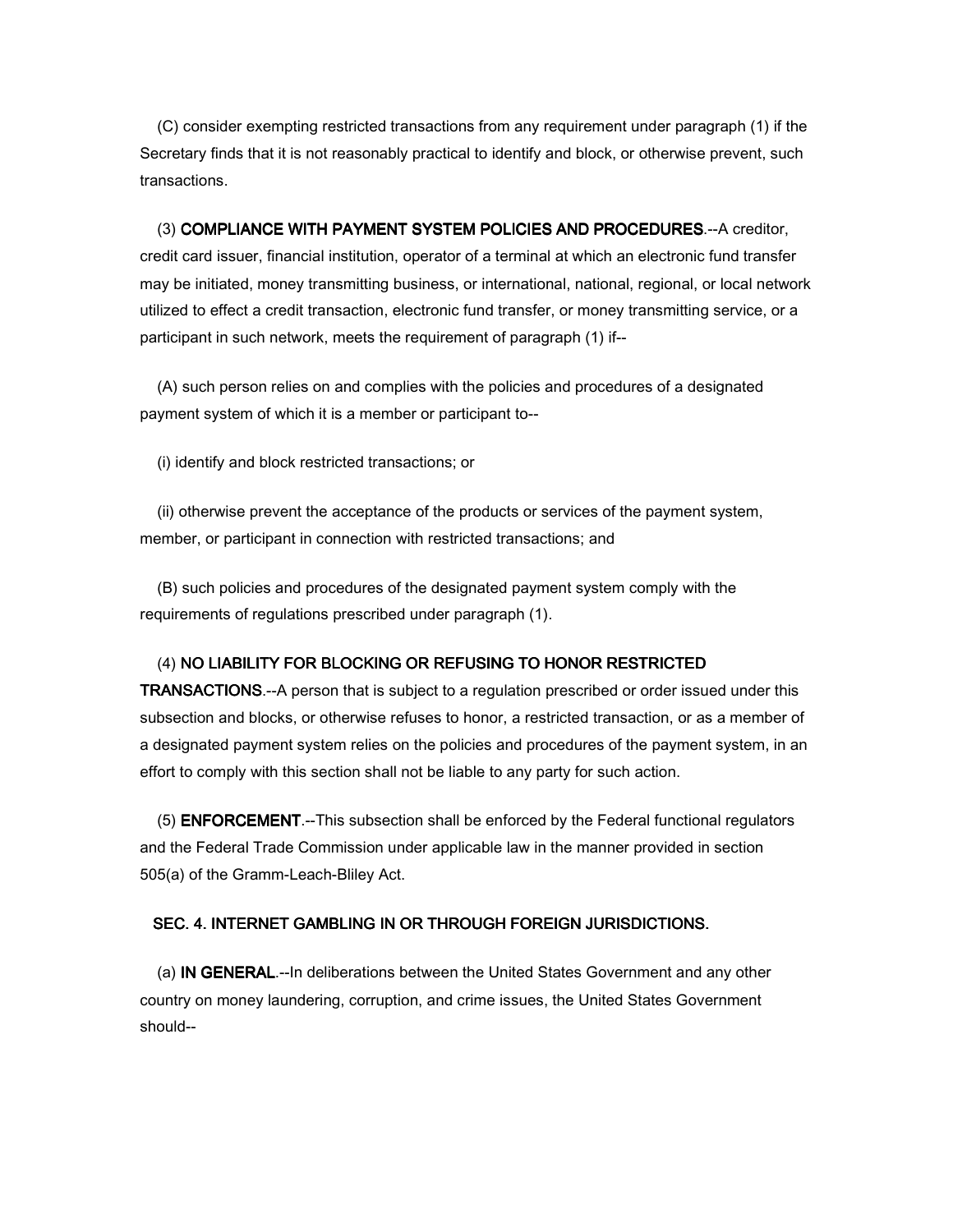(C) consider exempting restricted transactions from any requirement under paragraph (1) if the Secretary finds that it is not reasonably practical to identify and block, or otherwise prevent, such transactions.

(3) **COMPLIANCE WITH PAYMENT SYSTEM POLICIES AND PROCEDURES**.--A creditor, credit card issuer, financial institution, operator of a terminal at which an electronic fund transfer may be initiated, money transmitting business, or international, national, regional, or local network utilized to effect a credit transaction, electronic fund transfer, or money transmitting service, or a participant in such network, meets the requirement of paragraph (1) if--

(A) such person relies on and complies with the policies and procedures of a designated payment system of which it is a member or participant to--

(i) identify and block restricted transactions; or

(ii) otherwise prevent the acceptance of the products or services of the payment system, member, or participant in connection with restricted transactions; and

(B) such policies and procedures of the designated payment system comply with the requirements of regulations prescribed under paragraph (1).

(4) **NO LIABILITY FOR BLOCKING OR REFUSING TO HONOR RESTRICTED TRANSACTIONS**.--A person that is subject to a regulation prescribed or order issued under this subsection and blocks, or otherwise refuses to honor, a restricted transaction, or as a member of a designated payment system relies on the policies and procedures of the payment system, in an effort to comply with this section shall not be liable to any party for such action.

(5) **ENFORCEMENT**.--This subsection shall be enforced by the Federal functional regulators and the Federal Trade Commission under applicable law in the manner provided in section 505(a) of the Gramm-Leach-Bliley Act.

## SEC. 4. INTERNET GAMBLING IN OR THROUGH FOREIGN JURISDICTIONS.

(a) **IN GENERAL**.--In deliberations between the United States Government and any other country on money laundering, corruption, and crime issues, the United States Government should--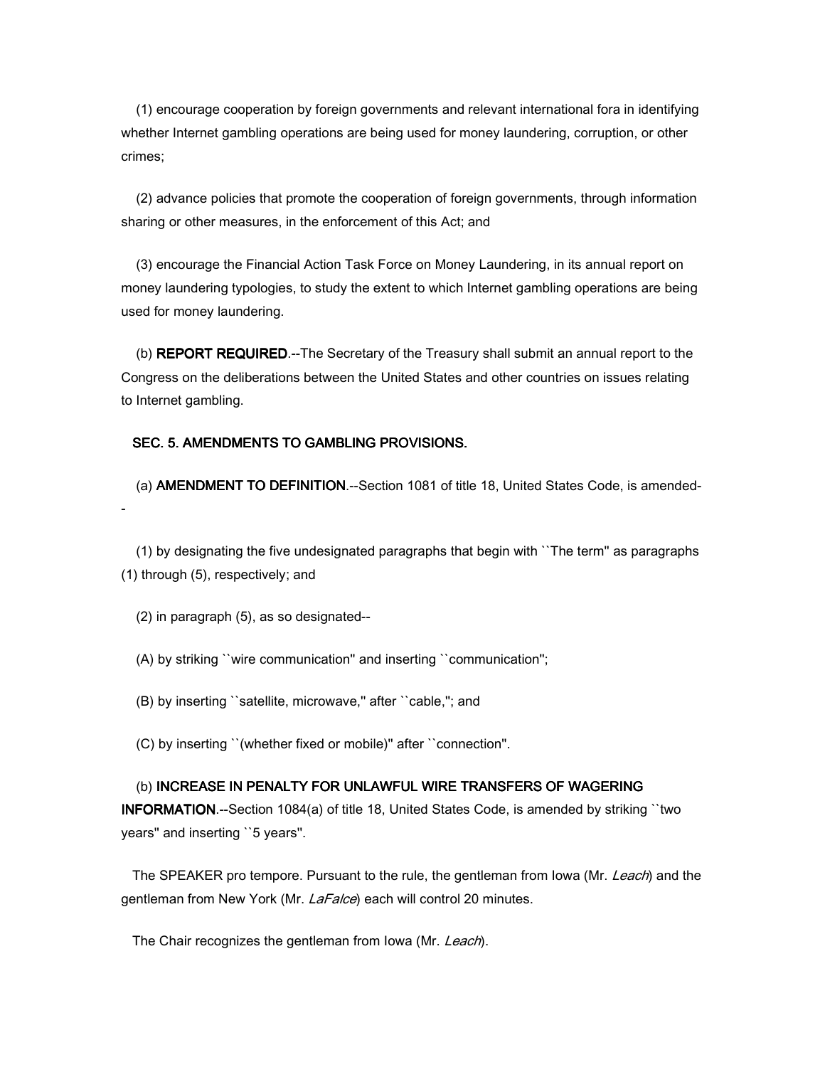(1) encourage cooperation by foreign governments and relevant international fora in identifying whether Internet gambling operations are being used for money laundering, corruption, or other crimes;

(2) advance policies that promote the cooperation of foreign governments, through information sharing or other measures, in the enforcement of this Act; and

(3) encourage the Financial Action Task Force on Money Laundering, in its annual report on money laundering typologies, to study the extent to which Internet gambling operations are being used for money laundering.

(b) **REPORT REQUIRED**.--The Secretary of the Treasury shall submit an annual report to the Congress on the deliberations between the United States and other countries on issues relating to Internet gambling.

SEC. 5. AMENDMENTS TO GAMBLING PROVISIONS.

(a) **AMENDMENT TO DEFINITION**.--Section 1081 of title 18, United States Code, is amended--

(1) by designating the five undesignated paragraphs that begin with ``The term'' as paragraphs (1) through (5), respectively; and

(2) in paragraph (5), as so designated--

(A) by striking ``wire communication'' and inserting ``communication'';

(B) by inserting ``satellite, microwave,'' after ``cable,''; and

(C) by inserting ``(whether fixed or mobile)'' after ``connection''.

(b) **INCREASE IN PENALTY FOR UNLAWFUL WIRE TRANSFERS OF WAGERING INFORMATION**.--Section 1084(a) of title 18, United States Code, is amended by striking ``two years'' and inserting ``5 years''.

The SPEAKER pro tempore. Pursuant to the rule, the gentleman from Iowa (Mr. *Leach*) and the gentleman from New York (Mr. *LaFalce*) each will control 20 minutes.

The Chair recognizes the gentleman from Iowa (Mr. *Leach*).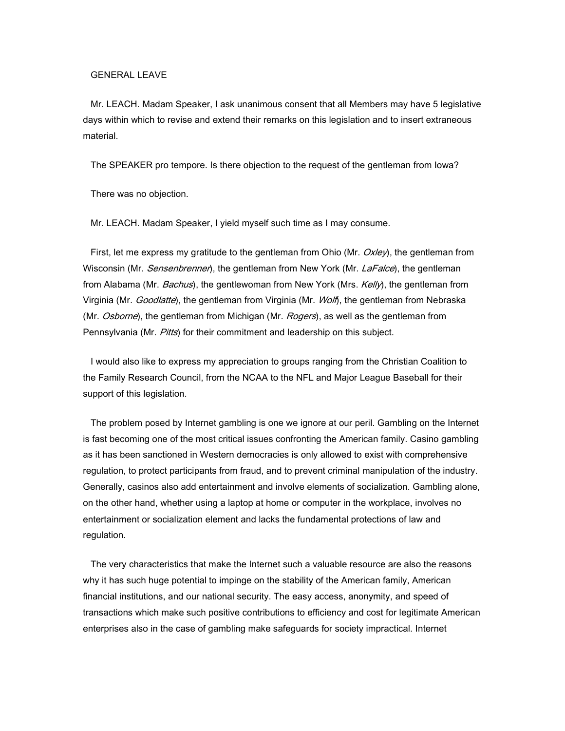GENERAL LEAVE

Mr. LEACH. Madam Speaker, I ask unanimous consent that all Members may have 5 legislative days within which to revise and extend their remarks on this legislation and to insert extraneous material.

The SPEAKER pro tempore. Is there objection to the request of the gentleman from Iowa?

There was no objection.

Mr. LEACH. Madam Speaker, I yield myself such time as I may consume.

First, let me express my gratitude to the gentleman from Ohio (Mr. *Oxley*), the gentleman from Wisconsin (Mr. *Sensenbrenner*), the gentleman from New York (Mr. *LaFalce*), the gentleman from Alabama (Mr. *Bachus*), the gentlewoman from New York (Mrs. *Kelly*), the gentleman from Virginia (Mr. *Goodlatte*), the gentleman from Virginia (Mr. *Wolf*), the gentleman from Nebraska (Mr. *Osborne*), the gentleman from Michigan (Mr. *Rogers*), as well as the gentleman from Pennsylvania (Mr. *Pitts*) for their commitment and leadership on this subject.

I would also like to express my appreciation to groups ranging from the Christian Coalition to the Family Research Council, from the NCAA to the NFL and Major League Baseball for their support of this legislation.

The problem posed by Internet gambling is one we ignore at our peril. Gambling on the Internet is fast becoming one of the most critical issues confronting the American family. Casino gambling as it has been sanctioned in Western democracies is only allowed to exist with comprehensive regulation, to protect participants from fraud, and to prevent criminal manipulation of the industry. Generally, casinos also add entertainment and involve elements of socialization. Gambling alone, on the other hand, whether using a laptop at home or computer in the workplace, involves no entertainment or socialization element and lacks the fundamental protections of law and regulation.

The very characteristics that make the Internet such a valuable resource are also the reasons why it has such huge potential to impinge on the stability of the American family, American financial institutions, and our national security. The easy access, anonymity, and speed of transactions which make such positive contributions to efficiency and cost for legitimate American enterprises also in the case of gambling make safeguards for society impractical. Internet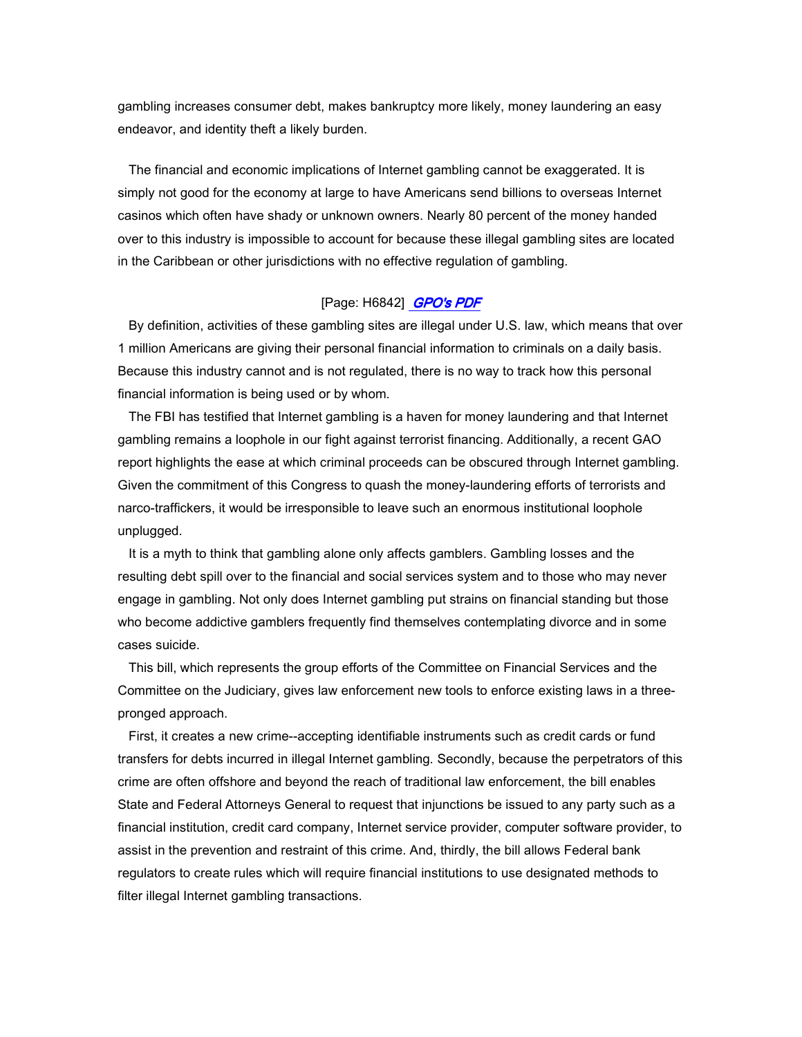gambling increases consumer debt, makes bankruptcy more likely, money laundering an easy endeavor, and identity theft a likely burden.

The financial and economic implications of Internet gambling cannot be exaggerated. It is simply not good for the economy at large to have Americans send billions to overseas Internet casinos which often have shady or unknown owners. Nearly 80 percent of the money handed over to this industry is impossible to account for because these illegal gambling sites are located in the Caribbean or other jurisdictions with no effective regulation of gambling.

[Page: H6842] GPO's PDF

By definition, activities of these gambling sites are illegal under U.S. law, which means that over 1 million Americans are giving their personal financial information to criminals on a daily basis. Because this industry cannot and is not regulated, there is no way to track how this personal financial information is being used or by whom.

The FBI has testified that Internet gambling is a haven for money laundering and that Internet gambling remains a loophole in our fight against terrorist financing. Additionally, a recent GAO report highlights the ease at which criminal proceeds can be obscured through Internet gambling. Given the commitment of this Congress to quash the money-laundering efforts of terrorists and narco-traffickers, it would be irresponsible to leave such an enormous institutional loophole unplugged.

It is a myth to think that gambling alone only affects gamblers. Gambling losses and the resulting debt spill over to the financial and social services system and to those who may never engage in gambling. Not only does Internet gambling put strains on financial standing but those who become addictive gamblers frequently find themselves contemplating divorce and in some cases suicide.

This bill, which represents the group efforts of the Committee on Financial Services and the Committee on the Judiciary, gives law enforcement new tools to enforce existing laws in a three-pronged approach.

First, it creates a new crime--accepting identifiable instruments such as credit cards or fund transfers for debts incurred in illegal Internet gambling. Secondly, because the perpetrators of this crime are often offshore and beyond the reach of traditional law enforcement, the bill enables State and Federal Attorneys General to request that injunctions be issued to any party such as a financial institution, credit card company, Internet service provider, computer software provider, to assist in the prevention and restraint of this crime. And, thirdly, the bill allows Federal bank regulators to create rules which will require financial institutions to use designated methods to filter illegal Internet gambling transactions.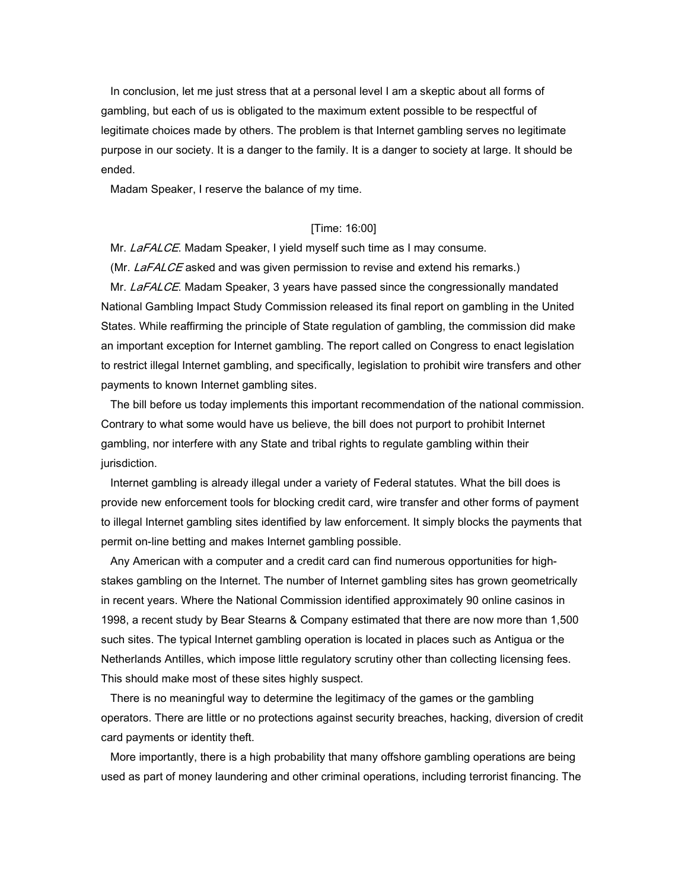In conclusion, let me just stress that at a personal level I am a skeptic about all forms of gambling, but each of us is obligated to the maximum extent possible to be respectful of legitimate choices made by others. The problem is that Internet gambling serves no legitimate purpose in our society. It is a danger to the family. It is a danger to society at large. It should be ended.

Madam Speaker, I reserve the balance of my time.

[Time: 16:00]

Mr. *LaFALCE*. Madam Speaker, I yield myself such time as I may consume.

(Mr. *LaFALCE* asked and was given permission to revise and extend his remarks.)

Mr. *LaFALCE*. Madam Speaker, 3 years have passed since the congressionally mandated National Gambling Impact Study Commission released its final report on gambling in the United States. While reaffirming the principle of State regulation of gambling, the commission did make an important exception for Internet gambling. The report called on Congress to enact legislation to restrict illegal Internet gambling, and specifically, legislation to prohibit wire transfers and other payments to known Internet gambling sites.

The bill before us today implements this important recommendation of the national commission. Contrary to what some would have us believe, the bill does not purport to prohibit Internet gambling, nor interfere with any State and tribal rights to regulate gambling within their jurisdiction.

Internet gambling is already illegal under a variety of Federal statutes. What the bill does is provide new enforcement tools for blocking credit card, wire transfer and other forms of payment to illegal Internet gambling sites identified by law enforcement. It simply blocks the payments that permit on-line betting and makes Internet gambling possible.

Any American with a computer and a credit card can find numerous opportunities for high-stakes gambling on the Internet. The number of Internet gambling sites has grown geometrically in recent years. Where the National Commission identified approximately 90 online casinos in 1998, a recent study by Bear Stearns & Company estimated that there are now more than 1,500 such sites. The typical Internet gambling operation is located in places such as Antigua or the Netherlands Antilles, which impose little regulatory scrutiny other than collecting licensing fees. This should make most of these sites highly suspect.

There is no meaningful way to determine the legitimacy of the games or the gambling operators. There are little or no protections against security breaches, hacking, diversion of credit card payments or identity theft.

More importantly, there is a high probability that many offshore gambling operations are being used as part of money laundering and other criminal operations, including terrorist financing. The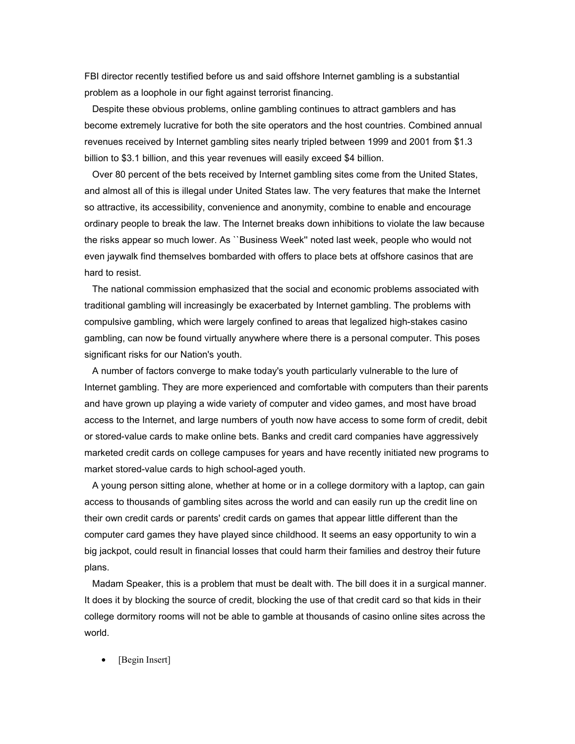FBI director recently testified before us and said offshore Internet gambling is a substantial problem as a loophole in our fight against terrorist financing.

Despite these obvious problems, online gambling continues to attract gamblers and has become extremely lucrative for both the site operators and the host countries. Combined annual revenues received by Internet gambling sites nearly tripled between 1999 and 2001 from $1.3 billion to $3.1 billion, and this year revenues will easily exceed $4 billion.

Over 80 percent of the bets received by Internet gambling sites come from the United States, and almost all of this is illegal under United States law. The very features that make the Internet so attractive, its accessibility, convenience and anonymity, combine to enable and encourage ordinary people to break the law. The Internet breaks down inhibitions to violate the law because the risks appear so much lower. As ``Business Week'' noted last week, people who would not even jaywalk find themselves bombarded with offers to place bets at offshore casinos that are hard to resist.

The national commission emphasized that the social and economic problems associated with traditional gambling will increasingly be exacerbated by Internet gambling. The problems with compulsive gambling, which were largely confined to areas that legalized high-stakes casino gambling, can now be found virtually anywhere where there is a personal computer. This poses significant risks for our Nation's youth.

A number of factors converge to make today's youth particularly vulnerable to the lure of Internet gambling. They are more experienced and comfortable with computers than their parents and have grown up playing a wide variety of computer and video games, and most have broad access to the Internet, and large numbers of youth now have access to some form of credit, debit or stored-value cards to make online bets. Banks and credit card companies have aggressively marketed credit cards on college campuses for years and have recently initiated new programs to market stored-value cards to high school-aged youth.

A young person sitting alone, whether at home or in a college dormitory with a laptop, can gain access to thousands of gambling sites across the world and can easily run up the credit line on their own credit cards or parents' credit cards on games that appear little different than the computer card games they have played since childhood. It seems an easy opportunity to win a big jackpot, could result in financial losses that could harm their families and destroy their future plans.

Madam Speaker, this is a problem that must be dealt with. The bill does it in a surgical manner. It does it by blocking the source of credit, blocking the use of that credit card so that kids in their college dormitory rooms will not be able to gamble at thousands of casino online sites across the world.

- [Begin Insert]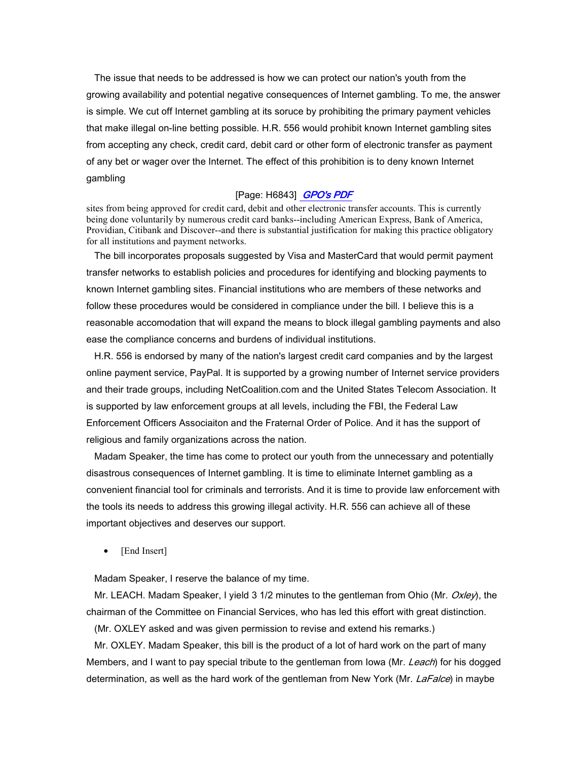The issue that needs to be addressed is how we can protect our nation's youth from the growing availability and potential negative consequences of Internet gambling. To me, the answer is simple. We cut off Internet gambling at its soruce by prohibiting the primary payment vehicles that make illegal on-line betting possible. H.R. 556 would prohibit known Internet gambling sites from accepting any check, credit card, debit card or other form of electronic transfer as payment of any bet or wager over the Internet. The effect of this prohibition is to deny known Internet gambling

[Page: H6843] *GPO's PDF*

sites from being approved for credit card, debit and other electronic transfer accounts. This is currently being done voluntarily by numerous credit card banks--including American Express, Bank of America, Providian, Citibank and Discover--and there is substantial justification for making this practice obligatory for all institutions and payment networks.

The bill incorporates proposals suggested by Visa and MasterCard that would permit payment transfer networks to establish policies and procedures for identifying and blocking payments to known Internet gambling sites. Financial institutions who are members of these networks and follow these procedures would be considered in compliance under the bill. I believe this is a reasonable accomodation that will expand the means to block illegal gambling payments and also ease the compliance concerns and burdens of individual institutions.

H.R. 556 is endorsed by many of the nation's largest credit card companies and by the largest online payment service, PayPal. It is supported by a growing number of Internet service providers and their trade groups, including NetCoalition.com and the United States Telecom Association. It is supported by law enforcement groups at all levels, including the FBI, the Federal Law Enforcement Officers Associaiton and the Fraternal Order of Police. And it has the support of religious and family organizations across the nation.

Madam Speaker, the time has come to protect our youth from the unnecessary and potentially disastrous consequences of Internet gambling. It is time to eliminate Internet gambling as a convenient financial tool for criminals and terrorists. And it is time to provide law enforcement with the tools its needs to address this growing illegal activity. H.R. 556 can achieve all of these important objectives and deserves our support.

- [End Insert]

Madam Speaker, I reserve the balance of my time.

Mr. LEACH. Madam Speaker, I yield 3 1/2 minutes to the gentleman from Ohio (Mr. *Oxley*), the chairman of the Committee on Financial Services, who has led this effort with great distinction.

(Mr. OXLEY asked and was given permission to revise and extend his remarks.)

Mr. OXLEY. Madam Speaker, this bill is the product of a lot of hard work on the part of many Members, and I want to pay special tribute to the gentleman from Iowa (Mr. *Leach*) for his dogged determination, as well as the hard work of the gentleman from New York (Mr. *LaFalce*) in maybe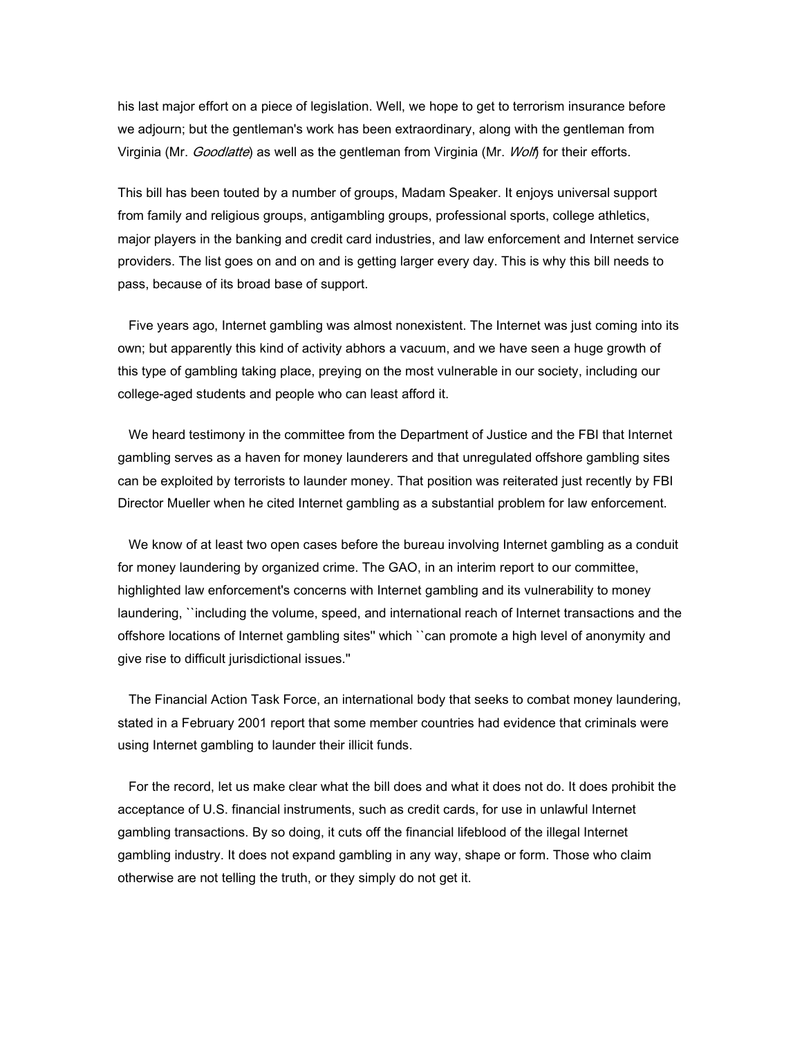his last major effort on a piece of legislation. Well, we hope to get to terrorism insurance before we adjourn; but the gentleman's work has been extraordinary, along with the gentleman from Virginia (Mr. *Goodlatte*) as well as the gentleman from Virginia (Mr. *Wolf*) for their efforts.

This bill has been touted by a number of groups, Madam Speaker. It enjoys universal support from family and religious groups, antigambling groups, professional sports, college athletics, major players in the banking and credit card industries, and law enforcement and Internet service providers. The list goes on and on and is getting larger every day. This is why this bill needs to pass, because of its broad base of support.

Five years ago, Internet gambling was almost nonexistent. The Internet was just coming into its own; but apparently this kind of activity abhors a vacuum, and we have seen a huge growth of this type of gambling taking place, preying on the most vulnerable in our society, including our college-aged students and people who can least afford it.

We heard testimony in the committee from the Department of Justice and the FBI that Internet gambling serves as a haven for money launderers and that unregulated offshore gambling sites can be exploited by terrorists to launder money. That position was reiterated just recently by FBI Director Mueller when he cited Internet gambling as a substantial problem for law enforcement.

We know of at least two open cases before the bureau involving Internet gambling as a conduit for money laundering by organized crime. The GAO, in an interim report to our committee, highlighted law enforcement's concerns with Internet gambling and its vulnerability to money laundering, ``including the volume, speed, and international reach of Internet transactions and the offshore locations of Internet gambling sites'' which ``can promote a high level of anonymity and give rise to difficult jurisdictional issues.''

The Financial Action Task Force, an international body that seeks to combat money laundering, stated in a February 2001 report that some member countries had evidence that criminals were using Internet gambling to launder their illicit funds.

For the record, let us make clear what the bill does and what it does not do. It does prohibit the acceptance of U.S. financial instruments, such as credit cards, for use in unlawful Internet gambling transactions. By so doing, it cuts off the financial lifeblood of the illegal Internet gambling industry. It does not expand gambling in any way, shape or form. Those who claim otherwise are not telling the truth, or they simply do not get it.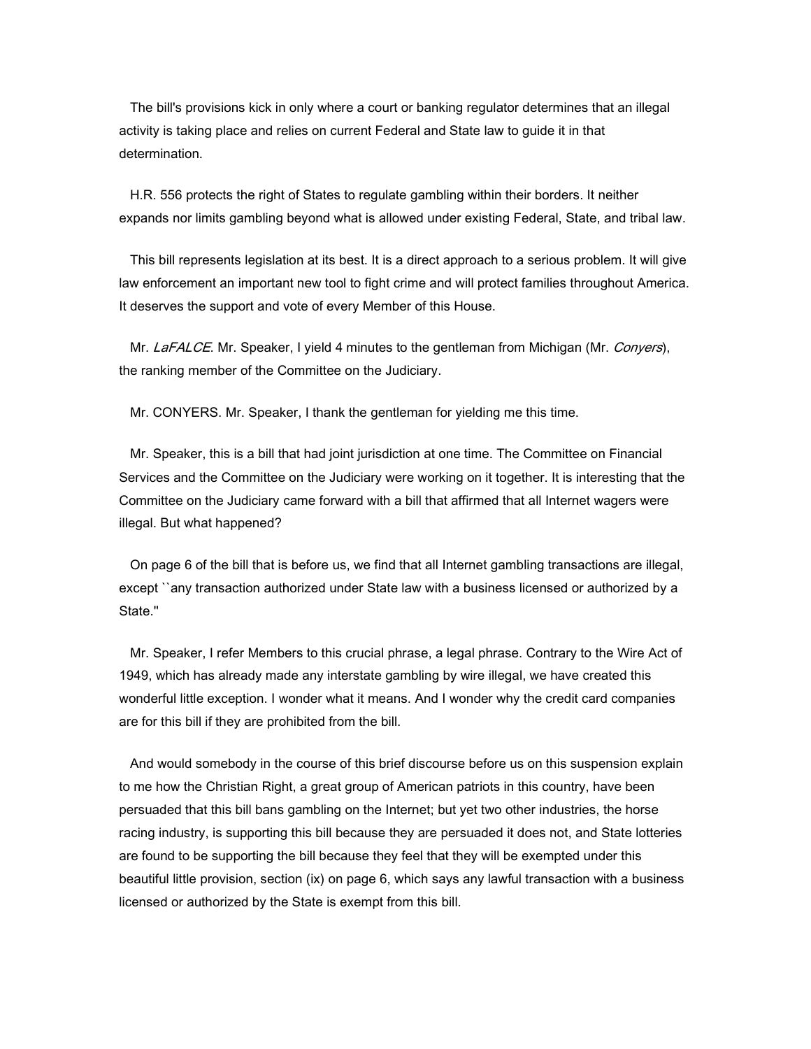The bill's provisions kick in only where a court or banking regulator determines that an illegal activity is taking place and relies on current Federal and State law to guide it in that determination.

H.R. 556 protects the right of States to regulate gambling within their borders. It neither expands nor limits gambling beyond what is allowed under existing Federal, State, and tribal law.

This bill represents legislation at its best. It is a direct approach to a serious problem. It will give law enforcement an important new tool to fight crime and will protect families throughout America. It deserves the support and vote of every Member of this House.

Mr. *LaFALCE*. Mr. Speaker, I yield 4 minutes to the gentleman from Michigan (Mr. *Conyers*), the ranking member of the Committee on the Judiciary.

Mr. CONYERS. Mr. Speaker, I thank the gentleman for yielding me this time.

Mr. Speaker, this is a bill that had joint jurisdiction at one time. The Committee on Financial Services and the Committee on the Judiciary were working on it together. It is interesting that the Committee on the Judiciary came forward with a bill that affirmed that all Internet wagers were illegal. But what happened?

On page 6 of the bill that is before us, we find that all Internet gambling transactions are illegal, except ``any transaction authorized under State law with a business licensed or authorized by a State.''

Mr. Speaker, I refer Members to this crucial phrase, a legal phrase. Contrary to the Wire Act of 1949, which has already made any interstate gambling by wire illegal, we have created this wonderful little exception. I wonder what it means. And I wonder why the credit card companies are for this bill if they are prohibited from the bill.

And would somebody in the course of this brief discourse before us on this suspension explain to me how the Christian Right, a great group of American patriots in this country, have been persuaded that this bill bans gambling on the Internet; but yet two other industries, the horse racing industry, is supporting this bill because they are persuaded it does not, and State lotteries are found to be supporting the bill because they feel that they will be exempted under this beautiful little provision, section (ix) on page 6, which says any lawful transaction with a business licensed or authorized by the State is exempt from this bill.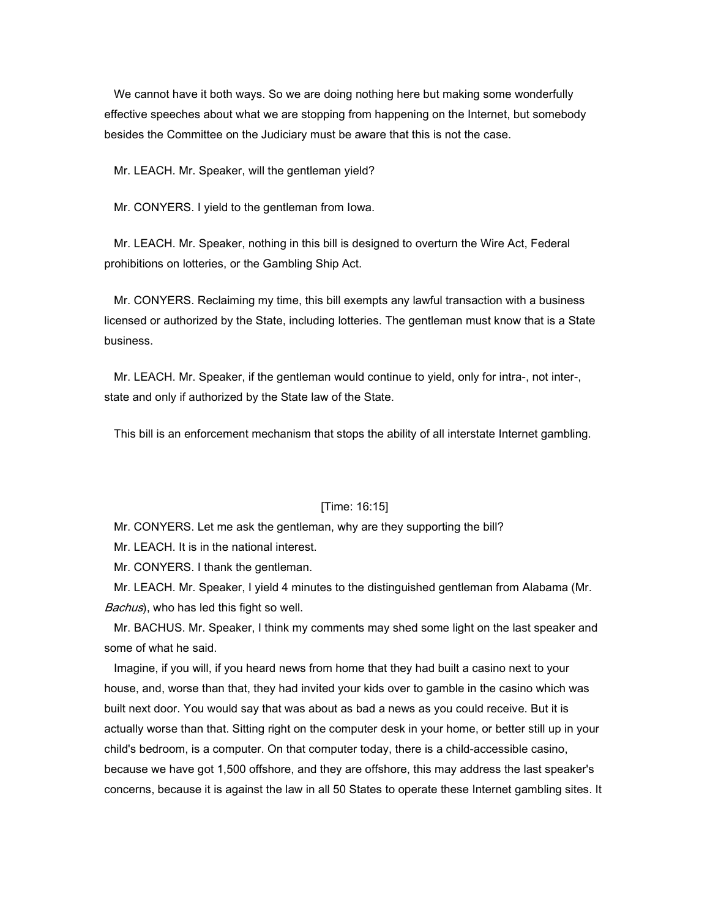We cannot have it both ways. So we are doing nothing here but making some wonderfully effective speeches about what we are stopping from happening on the Internet, but somebody besides the Committee on the Judiciary must be aware that this is not the case.

Mr. LEACH. Mr. Speaker, will the gentleman yield?

Mr. CONYERS. I yield to the gentleman from Iowa.

Mr. LEACH. Mr. Speaker, nothing in this bill is designed to overturn the Wire Act, Federal prohibitions on lotteries, or the Gambling Ship Act.

Mr. CONYERS. Reclaiming my time, this bill exempts any lawful transaction with a business licensed or authorized by the State, including lotteries. The gentleman must know that is a State business.

Mr. LEACH. Mr. Speaker, if the gentleman would continue to yield, only for intra-, not inter-, state and only if authorized by the State law of the State.

This bill is an enforcement mechanism that stops the ability of all interstate Internet gambling.

[Time: 16:15]

Mr. CONYERS. Let me ask the gentleman, why are they supporting the bill?

Mr. LEACH. It is in the national interest.

Mr. CONYERS. I thank the gentleman.

Mr. LEACH. Mr. Speaker, I yield 4 minutes to the distinguished gentleman from Alabama (Mr. *Bachus*), who has led this fight so well.

Mr. BACHUS. Mr. Speaker, I think my comments may shed some light on the last speaker and some of what he said.

Imagine, if you will, if you heard news from home that they had built a casino next to your house, and, worse than that, they had invited your kids over to gamble in the casino which was built next door. You would say that was about as bad a news as you could receive. But it is actually worse than that. Sitting right on the computer desk in your home, or better still up in your child's bedroom, is a computer. On that computer today, there is a child-accessible casino, because we have got 1,500 offshore, and they are offshore, this may address the last speaker's concerns, because it is against the law in all 50 States to operate these Internet gambling sites. It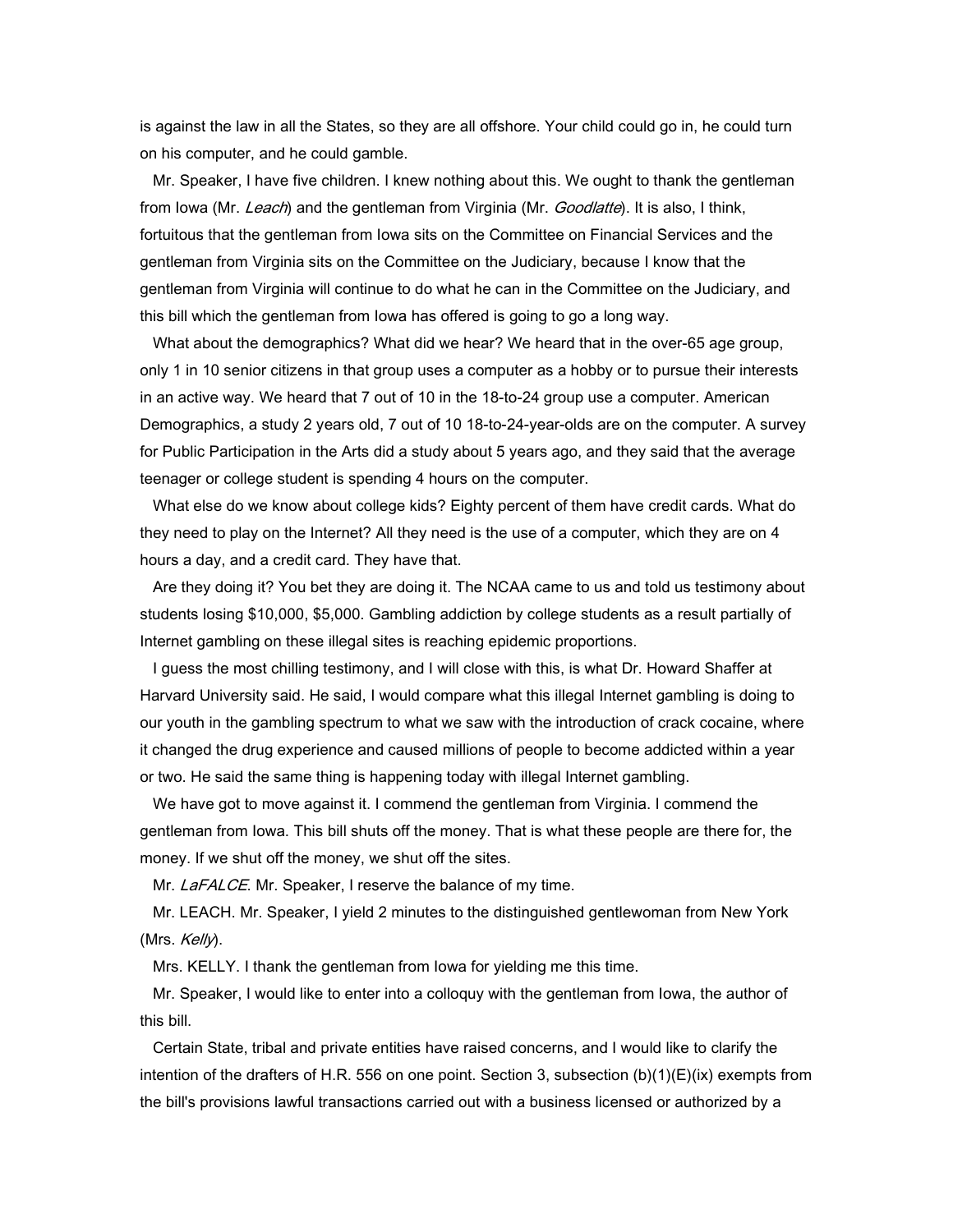is against the law in all the States, so they are all offshore. Your child could go in, he could turn on his computer, and he could gamble.

Mr. Speaker, I have five children. I knew nothing about this. We ought to thank the gentleman from Iowa (Mr. *Leach*) and the gentleman from Virginia (Mr. *Goodlatte*). It is also, I think, fortuitous that the gentleman from Iowa sits on the Committee on Financial Services and the gentleman from Virginia sits on the Committee on the Judiciary, because I know that the gentleman from Virginia will continue to do what he can in the Committee on the Judiciary, and this bill which the gentleman from Iowa has offered is going to go a long way.

What about the demographics? What did we hear? We heard that in the over-65 age group, only 1 in 10 senior citizens in that group uses a computer as a hobby or to pursue their interests in an active way. We heard that 7 out of 10 in the 18-to-24 group use a computer. American Demographics, a study 2 years old, 7 out of 10 18-to-24-year-olds are on the computer. A survey for Public Participation in the Arts did a study about 5 years ago, and they said that the average teenager or college student is spending 4 hours on the computer.

What else do we know about college kids? Eighty percent of them have credit cards. What do they need to play on the Internet? All they need is the use of a computer, which they are on 4 hours a day, and a credit card. They have that.

Are they doing it? You bet they are doing it. The NCAA came to us and told us testimony about students losing $10,000, $5,000. Gambling addiction by college students as a result partially of Internet gambling on these illegal sites is reaching epidemic proportions.

I guess the most chilling testimony, and I will close with this, is what Dr. Howard Shaffer at Harvard University said. He said, I would compare what this illegal Internet gambling is doing to our youth in the gambling spectrum to what we saw with the introduction of crack cocaine, where it changed the drug experience and caused millions of people to become addicted within a year or two. He said the same thing is happening today with illegal Internet gambling.

We have got to move against it. I commend the gentleman from Virginia. I commend the gentleman from Iowa. This bill shuts off the money. That is what these people are there for, the money. If we shut off the money, we shut off the sites.

Mr. *LaFALCE*. Mr. Speaker, I reserve the balance of my time.

Mr. LEACH. Mr. Speaker, I yield 2 minutes to the distinguished gentlewoman from New York (Mrs. *Kelly*).

Mrs. KELLY. I thank the gentleman from Iowa for yielding me this time.

Mr. Speaker, I would like to enter into a colloquy with the gentleman from Iowa, the author of this bill.

Certain State, tribal and private entities have raised concerns, and I would like to clarify the intention of the drafters of H.R. 556 on one point. Section 3, subsection (b)(1)(E)(ix) exempts from the bill's provisions lawful transactions carried out with a business licensed or authorized by a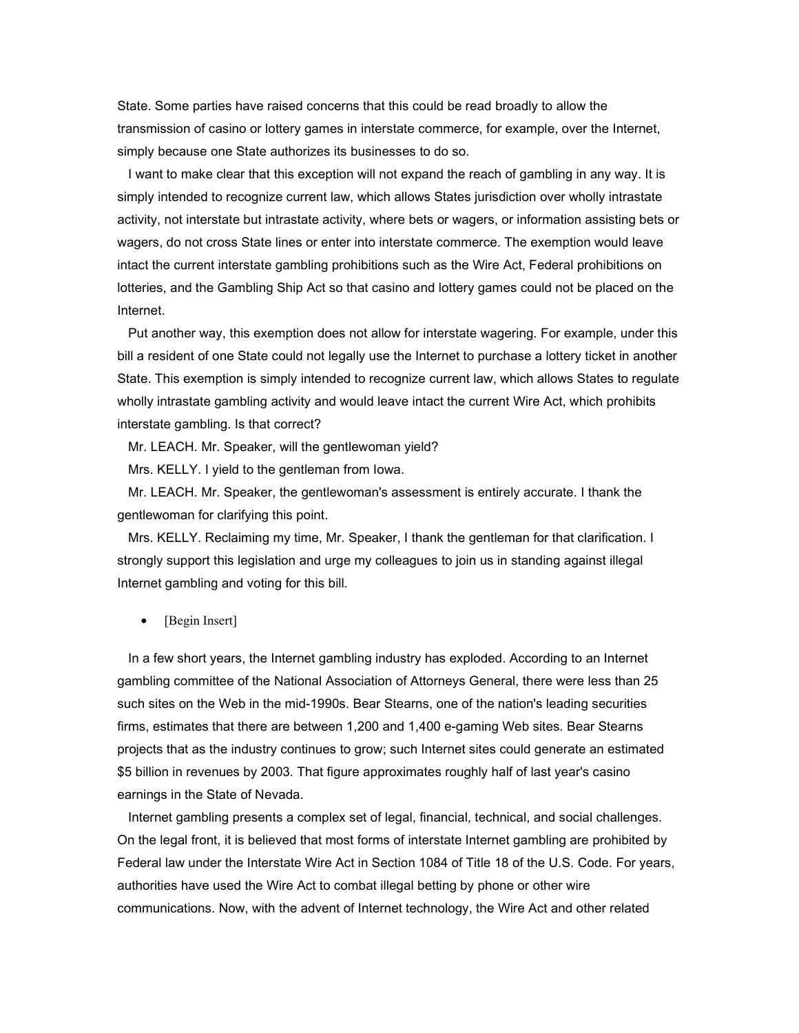State. Some parties have raised concerns that this could be read broadly to allow the transmission of casino or lottery games in interstate commerce, for example, over the Internet, simply because one State authorizes its businesses to do so.

I want to make clear that this exception will not expand the reach of gambling in any way. It is simply intended to recognize current law, which allows States jurisdiction over wholly intrastate activity, not interstate but intrastate activity, where bets or wagers, or information assisting bets or wagers, do not cross State lines or enter into interstate commerce. The exemption would leave intact the current interstate gambling prohibitions such as the Wire Act, Federal prohibitions on lotteries, and the Gambling Ship Act so that casino and lottery games could not be placed on the Internet.

Put another way, this exemption does not allow for interstate wagering. For example, under this bill a resident of one State could not legally use the Internet to purchase a lottery ticket in another State. This exemption is simply intended to recognize current law, which allows States to regulate wholly intrastate gambling activity and would leave intact the current Wire Act, which prohibits interstate gambling. Is that correct?

Mr. LEACH. Mr. Speaker, will the gentlewoman yield?

Mrs. KELLY. I yield to the gentleman from Iowa.

Mr. LEACH. Mr. Speaker, the gentlewoman's assessment is entirely accurate. I thank the gentlewoman for clarifying this point.

Mrs. KELLY. Reclaiming my time, Mr. Speaker, I thank the gentleman for that clarification. I strongly support this legislation and urge my colleagues to join us in standing against illegal Internet gambling and voting for this bill.

- [Begin Insert]

In a few short years, the Internet gambling industry has exploded. According to an Internet gambling committee of the National Association of Attorneys General, there were less than 25 such sites on the Web in the mid-1990s. Bear Stearns, one of the nation's leading securities firms, estimates that there are between 1,200 and 1,400 e-gaming Web sites. Bear Stearns projects that as the industry continues to grow; such Internet sites could generate an estimated $5 billion in revenues by 2003. That figure approximates roughly half of last year's casino earnings in the State of Nevada.

Internet gambling presents a complex set of legal, financial, technical, and social challenges. On the legal front, it is believed that most forms of interstate Internet gambling are prohibited by Federal law under the Interstate Wire Act in Section 1084 of Title 18 of the U.S. Code. For years, authorities have used the Wire Act to combat illegal betting by phone or other wire communications. Now, with the advent of Internet technology, the Wire Act and other related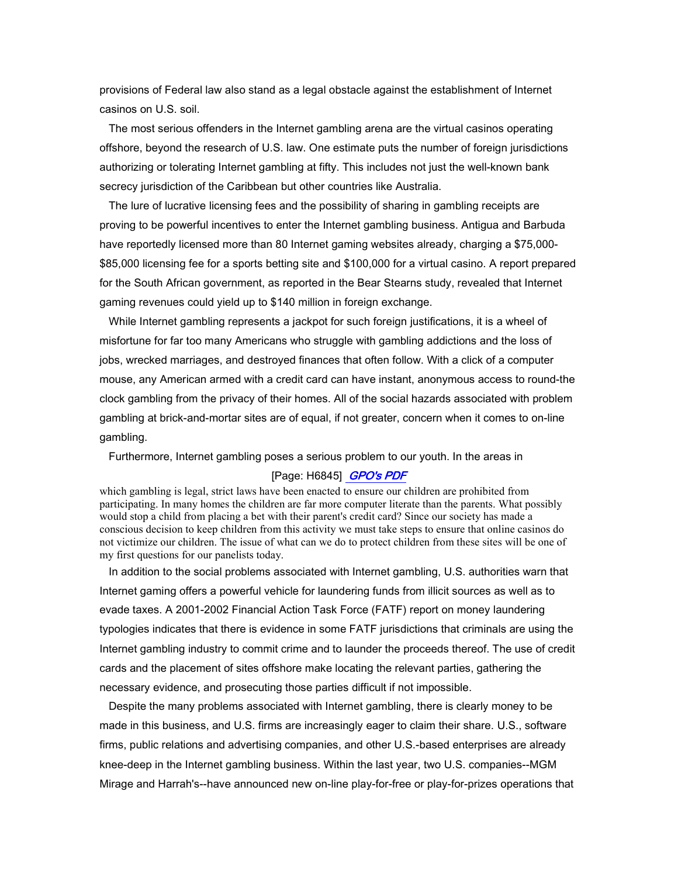provisions of Federal law also stand as a legal obstacle against the establishment of Internet casinos on U.S. soil.

The most serious offenders in the Internet gambling arena are the virtual casinos operating offshore, beyond the research of U.S. law. One estimate puts the number of foreign jurisdictions authorizing or tolerating Internet gambling at fifty. This includes not just the well-known bank secrecy jurisdiction of the Caribbean but other countries like Australia.

The lure of lucrative licensing fees and the possibility of sharing in gambling receipts are proving to be powerful incentives to enter the Internet gambling business. Antigua and Barbuda have reportedly licensed more than 80 Internet gaming websites already, charging a $75,000-$85,000 licensing fee for a sports betting site and $100,000 for a virtual casino. A report prepared for the South African government, as reported in the Bear Stearns study, revealed that Internet gaming revenues could yield up to $140 million in foreign exchange.

While Internet gambling represents a jackpot for such foreign justifications, it is a wheel of misfortune for far too many Americans who struggle with gambling addictions and the loss of jobs, wrecked marriages, and destroyed finances that often follow. With a click of a computer mouse, any American armed with a credit card can have instant, anonymous access to round-the clock gambling from the privacy of their homes. All of the social hazards associated with problem gambling at brick-and-mortar sites are of equal, if not greater, concern when it comes to on-line gambling.

Furthermore, Internet gambling poses a serious problem to our youth. In the areas in

[Page: H6845] GPO's PDF

which gambling is legal, strict laws have been enacted to ensure our children are prohibited from participating. In many homes the children are far more computer literate than the parents. What possibly would stop a child from placing a bet with their parent's credit card? Since our society has made a conscious decision to keep children from this activity we must take steps to ensure that online casinos do not victimize our children. The issue of what can we do to protect children from these sites will be one of my first questions for our panelists today.

In addition to the social problems associated with Internet gambling, U.S. authorities warn that Internet gaming offers a powerful vehicle for laundering funds from illicit sources as well as to evade taxes. A 2001-2002 Financial Action Task Force (FATF) report on money laundering typologies indicates that there is evidence in some FATF jurisdictions that criminals are using the Internet gambling industry to commit crime and to launder the proceeds thereof. The use of credit cards and the placement of sites offshore make locating the relevant parties, gathering the necessary evidence, and prosecuting those parties difficult if not impossible.

Despite the many problems associated with Internet gambling, there is clearly money to be made in this business, and U.S. firms are increasingly eager to claim their share. U.S., software firms, public relations and advertising companies, and other U.S.-based enterprises are already knee-deep in the Internet gambling business. Within the last year, two U.S. companies--MGM Mirage and Harrah's--have announced new on-line play-for-free or play-for-prizes operations that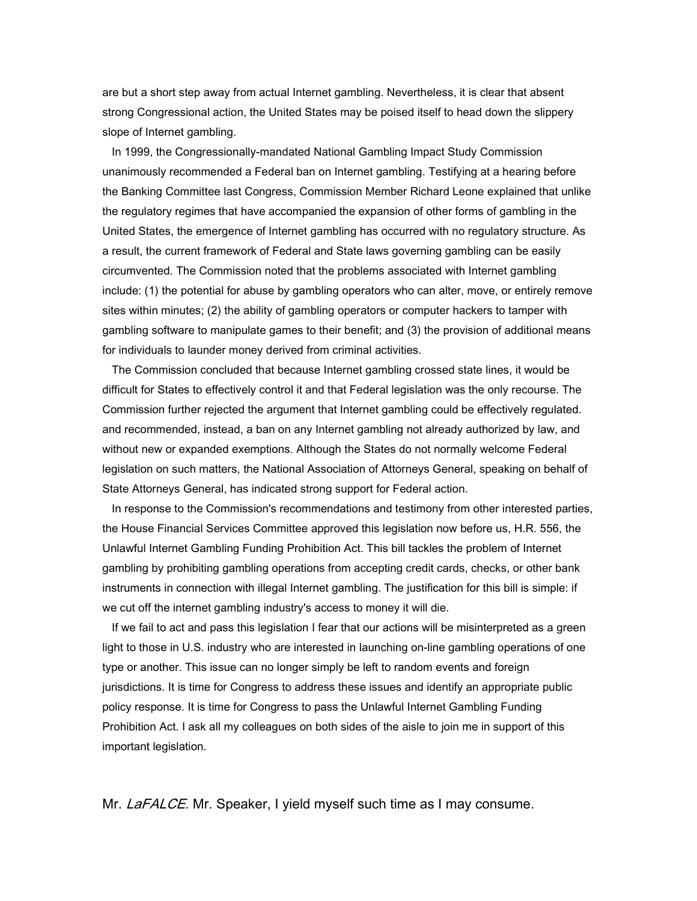are but a short step away from actual Internet gambling. Nevertheless, it is clear that absent strong Congressional action, the United States may be poised itself to head down the slippery slope of Internet gambling.

In 1999, the Congressionally-mandated National Gambling Impact Study Commission unanimously recommended a Federal ban on Internet gambling. Testifying at a hearing before the Banking Committee last Congress, Commission Member Richard Leone explained that unlike the regulatory regimes that have accompanied the expansion of other forms of gambling in the United States, the emergence of Internet gambling has occurred with no regulatory structure. As a result, the current framework of Federal and State laws governing gambling can be easily circumvented. The Commission noted that the problems associated with Internet gambling include: (1) the potential for abuse by gambling operators who can alter, move, or entirely remove sites within minutes; (2) the ability of gambling operators or computer hackers to tamper with gambling software to manipulate games to their benefit; and (3) the provision of additional means for individuals to launder money derived from criminal activities.

The Commission concluded that because Internet gambling crossed state lines, it would be difficult for States to effectively control it and that Federal legislation was the only recourse. The Commission further rejected the argument that Internet gambling could be effectively regulated. and recommended, instead, a ban on any Internet gambling not already authorized by law, and without new or expanded exemptions. Although the States do not normally welcome Federal legislation on such matters, the National Association of Attorneys General, speaking on behalf of State Attorneys General, has indicated strong support for Federal action.

In response to the Commission's recommendations and testimony from other interested parties, the House Financial Services Committee approved this legislation now before us, H.R. 556, the Unlawful Internet Gambling Funding Prohibition Act. This bill tackles the problem of Internet gambling by prohibiting gambling operations from accepting credit cards, checks, or other bank instruments in connection with illegal Internet gambling. The justification for this bill is simple: if we cut off the internet gambling industry's access to money it will die.

If we fail to act and pass this legislation I fear that our actions will be misinterpreted as a green light to those in U.S. industry who are interested in launching on-line gambling operations of one type or another. This issue can no longer simply be left to random events and foreign jurisdictions. It is time for Congress to address these issues and identify an appropriate public policy response. It is time for Congress to pass the Unlawful Internet Gambling Funding Prohibition Act. I ask all my colleagues on both sides of the aisle to join me in support of this important legislation.

Mr. *LaFALCE*. Mr. Speaker, I yield myself such time as I may consume.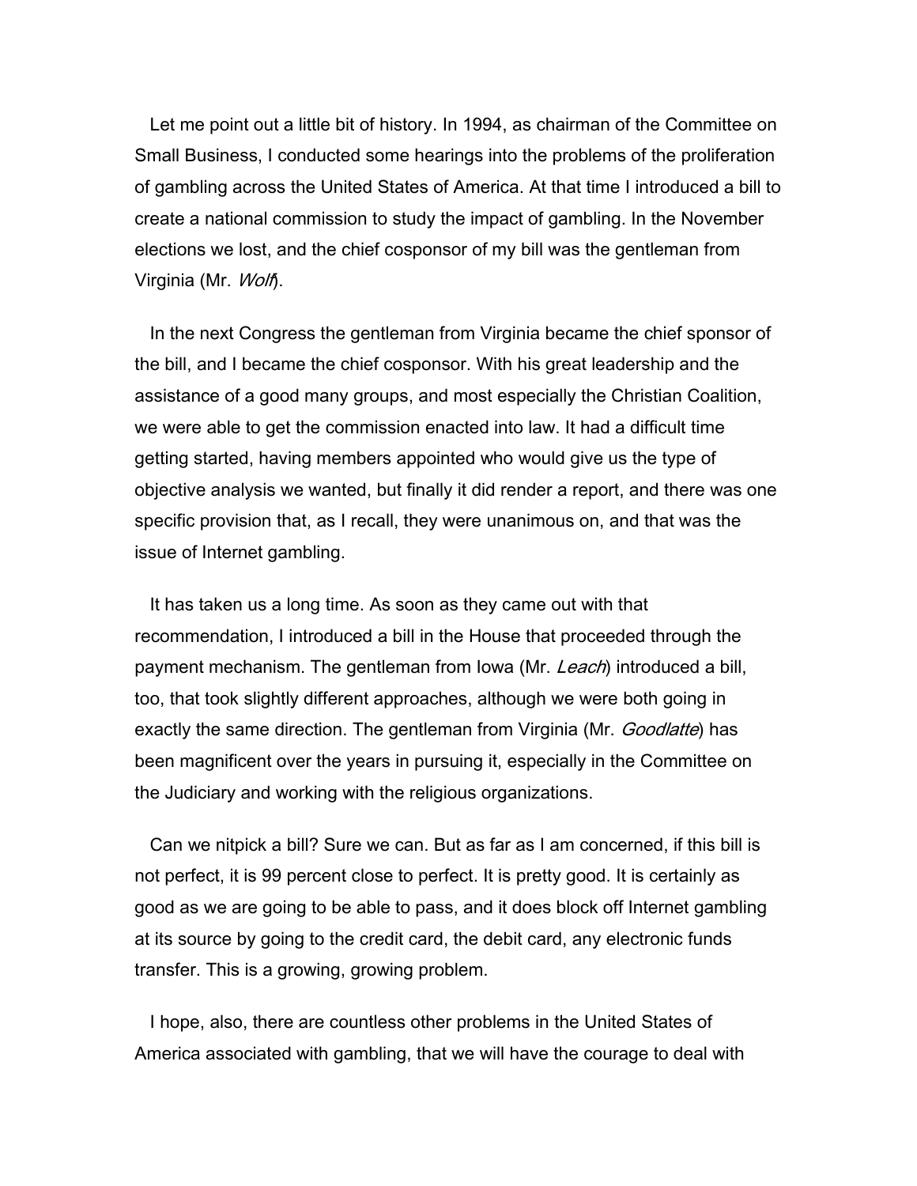Let me point out a little bit of history. In 1994, as chairman of the Committee on Small Business, I conducted some hearings into the problems of the proliferation of gambling across the United States of America. At that time I introduced a bill to create a national commission to study the impact of gambling. In the November elections we lost, and the chief cosponsor of my bill was the gentleman from Virginia (Mr. *Wolf*).

In the next Congress the gentleman from Virginia became the chief sponsor of the bill, and I became the chief cosponsor. With his great leadership and the assistance of a good many groups, and most especially the Christian Coalition, we were able to get the commission enacted into law. It had a difficult time getting started, having members appointed who would give us the type of objective analysis we wanted, but finally it did render a report, and there was one specific provision that, as I recall, they were unanimous on, and that was the issue of Internet gambling.

It has taken us a long time. As soon as they came out with that recommendation, I introduced a bill in the House that proceeded through the payment mechanism. The gentleman from Iowa (Mr. *Leach*) introduced a bill, too, that took slightly different approaches, although we were both going in exactly the same direction. The gentleman from Virginia (Mr. *Goodlatte*) has been magnificent over the years in pursuing it, especially in the Committee on the Judiciary and working with the religious organizations.

Can we nitpick a bill? Sure we can. But as far as I am concerned, if this bill is not perfect, it is 99 percent close to perfect. It is pretty good. It is certainly as good as we are going to be able to pass, and it does block off Internet gambling at its source by going to the credit card, the debit card, any electronic funds transfer. This is a growing, growing problem.

I hope, also, there are countless other problems in the United States of America associated with gambling, that we will have the courage to deal with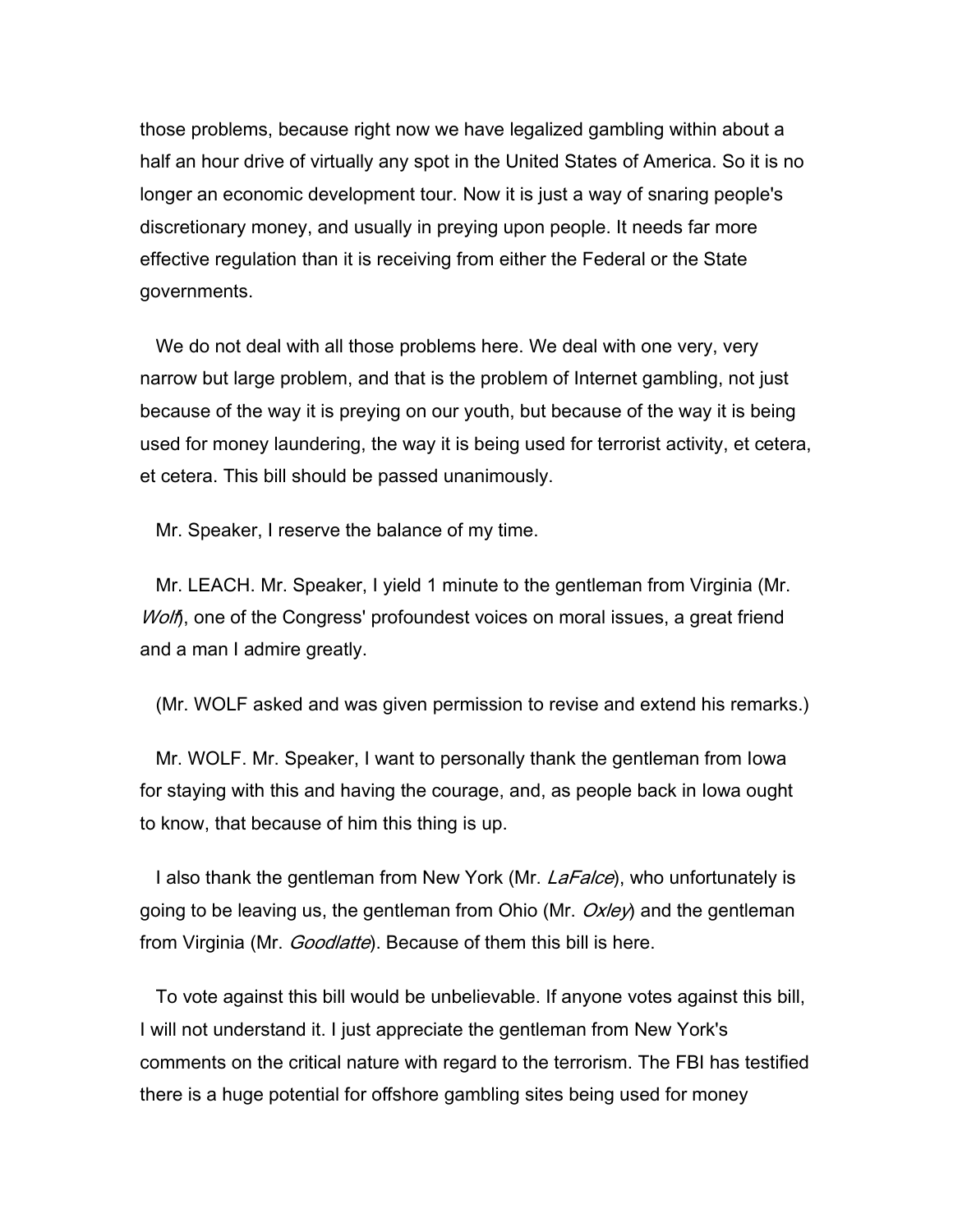those problems, because right now we have legalized gambling within about a half an hour drive of virtually any spot in the United States of America. So it is no longer an economic development tour. Now it is just a way of snaring people's discretionary money, and usually in preying upon people. It needs far more effective regulation than it is receiving from either the Federal or the State governments.

We do not deal with all those problems here. We deal with one very, very narrow but large problem, and that is the problem of Internet gambling, not just because of the way it is preying on our youth, but because of the way it is being used for money laundering, the way it is being used for terrorist activity, et cetera, et cetera. This bill should be passed unanimously.

Mr. Speaker, I reserve the balance of my time.

Mr. LEACH. Mr. Speaker, I yield 1 minute to the gentleman from Virginia (Mr. *Wolf*), one of the Congress' profoundest voices on moral issues, a great friend and a man I admire greatly.

(Mr. WOLF asked and was given permission to revise and extend his remarks.)

Mr. WOLF. Mr. Speaker, I want to personally thank the gentleman from Iowa for staying with this and having the courage, and, as people back in Iowa ought to know, that because of him this thing is up.

I also thank the gentleman from New York (Mr. *LaFalce*), who unfortunately is going to be leaving us, the gentleman from Ohio (Mr. *Oxley*) and the gentleman from Virginia (Mr. *Goodlatte*). Because of them this bill is here.

To vote against this bill would be unbelievable. If anyone votes against this bill, I will not understand it. I just appreciate the gentleman from New York's comments on the critical nature with regard to the terrorism. The FBI has testified there is a huge potential for offshore gambling sites being used for money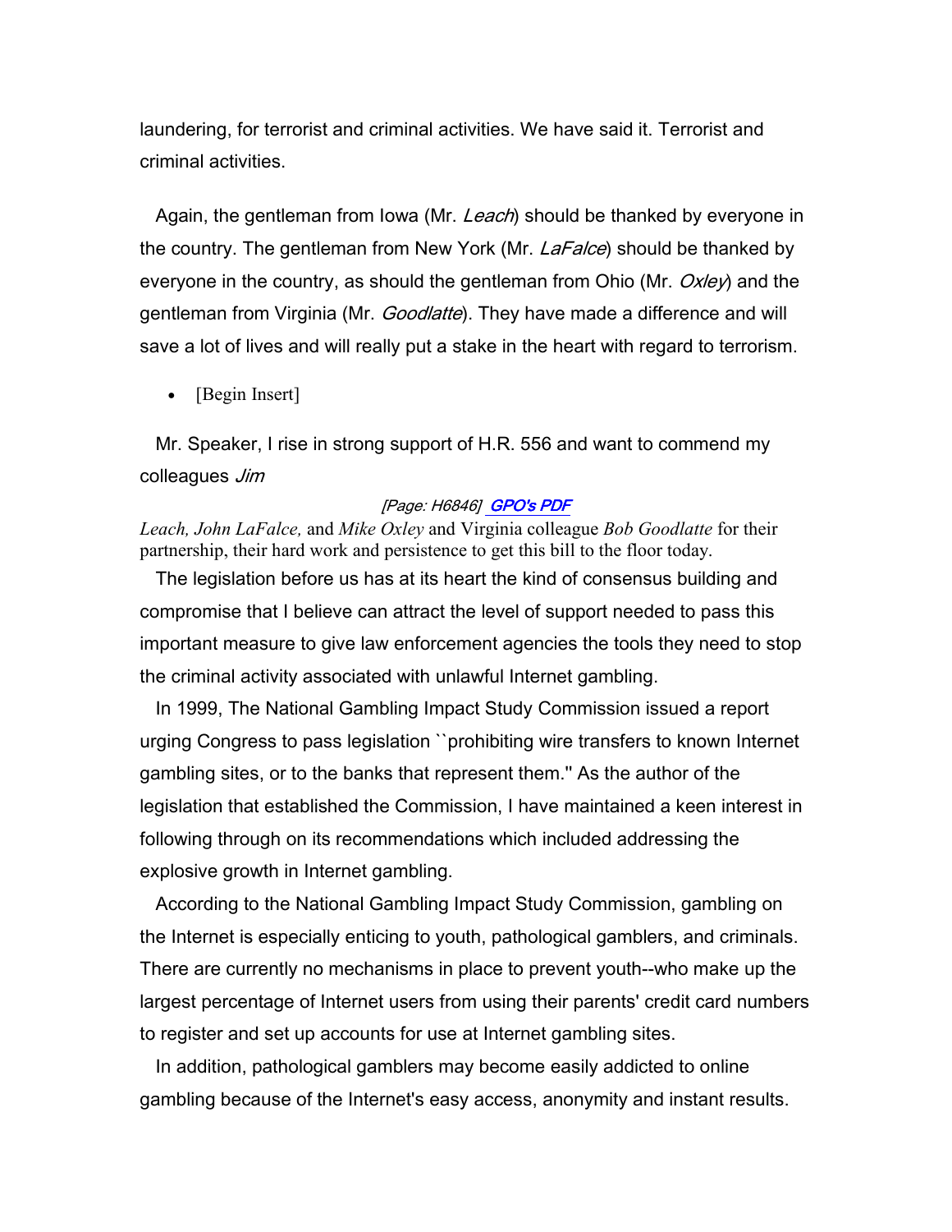laundering, for terrorist and criminal activities. We have said it. Terrorist and criminal activities.

Again, the gentleman from Iowa (Mr. *Leach*) should be thanked by everyone in the country. The gentleman from New York (Mr. *LaFalce*) should be thanked by everyone in the country, as should the gentleman from Ohio (Mr. *Oxley*) and the gentleman from Virginia (Mr. *Goodlatte*). They have made a difference and will save a lot of lives and will really put a stake in the heart with regard to terrorism.

- [Begin Insert]

Mr. Speaker, I rise in strong support of H.R. 556 and want to commend my colleagues *Jim*

*[Page: H6846]* GPO's PDF

*Leach, John LaFalce,* and *Mike Oxley* and Virginia colleague *Bob Goodlatte* for their partnership, their hard work and persistence to get this bill to the floor today.

The legislation before us has at its heart the kind of consensus building and compromise that I believe can attract the level of support needed to pass this important measure to give law enforcement agencies the tools they need to stop the criminal activity associated with unlawful Internet gambling.

In 1999, The National Gambling Impact Study Commission issued a report urging Congress to pass legislation ``prohibiting wire transfers to known Internet gambling sites, or to the banks that represent them.'' As the author of the legislation that established the Commission, I have maintained a keen interest in following through on its recommendations which included addressing the explosive growth in Internet gambling.

According to the National Gambling Impact Study Commission, gambling on the Internet is especially enticing to youth, pathological gamblers, and criminals. There are currently no mechanisms in place to prevent youth--who make up the largest percentage of Internet users from using their parents' credit card numbers to register and set up accounts for use at Internet gambling sites.

In addition, pathological gamblers may become easily addicted to online gambling because of the Internet's easy access, anonymity and instant results.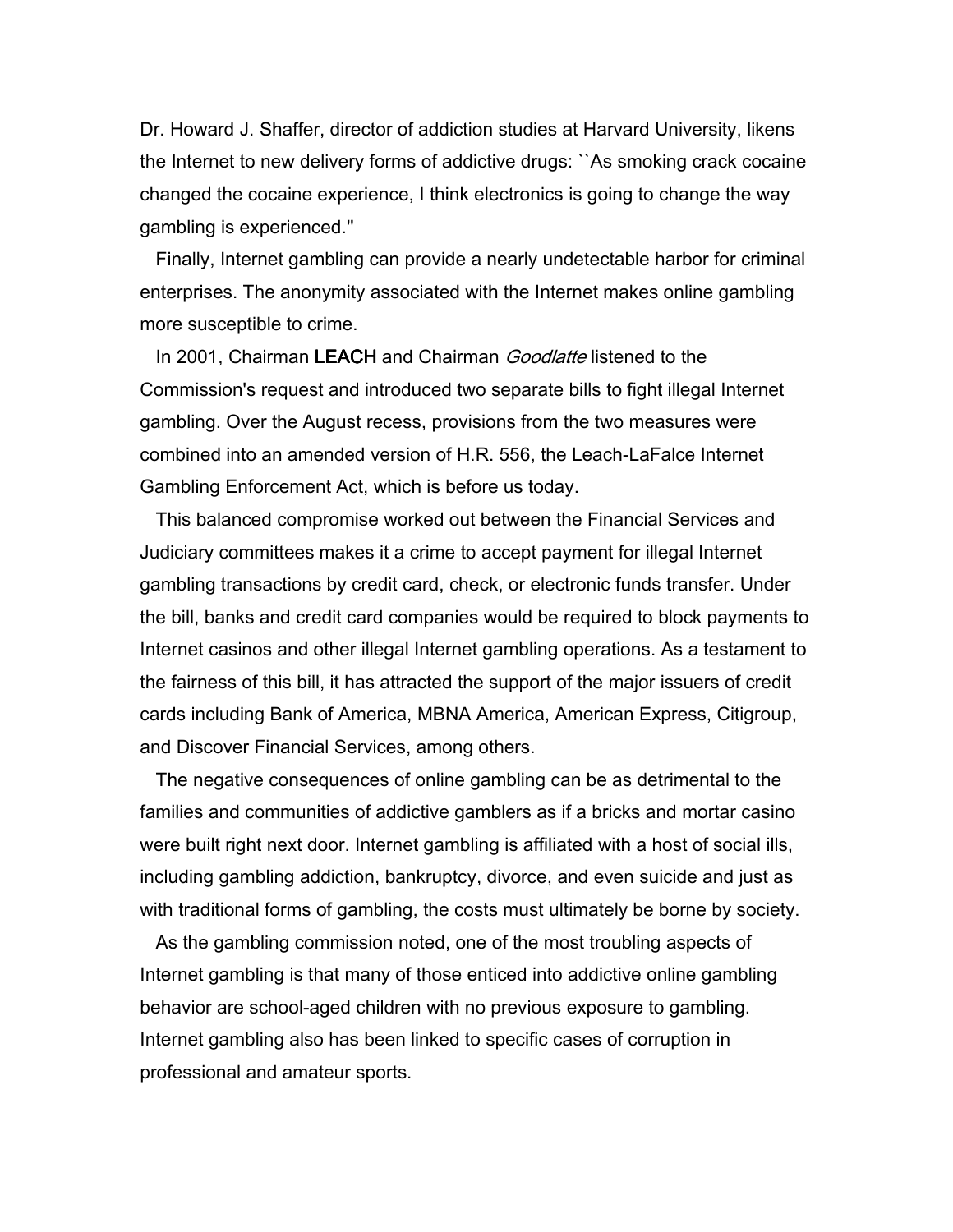Dr. Howard J. Shaffer, director of addiction studies at Harvard University, likens the Internet to new delivery forms of addictive drugs: ``As smoking crack cocaine changed the cocaine experience, I think electronics is going to change the way gambling is experienced.''

Finally, Internet gambling can provide a nearly undetectable harbor for criminal enterprises. The anonymity associated with the Internet makes online gambling more susceptible to crime.

In 2001, Chairman LEACH and Chairman *Goodlatte* listened to the Commission's request and introduced two separate bills to fight illegal Internet gambling. Over the August recess, provisions from the two measures were combined into an amended version of H.R. 556, the Leach-LaFalce Internet Gambling Enforcement Act, which is before us today.

This balanced compromise worked out between the Financial Services and Judiciary committees makes it a crime to accept payment for illegal Internet gambling transactions by credit card, check, or electronic funds transfer. Under the bill, banks and credit card companies would be required to block payments to Internet casinos and other illegal Internet gambling operations. As a testament to the fairness of this bill, it has attracted the support of the major issuers of credit cards including Bank of America, MBNA America, American Express, Citigroup, and Discover Financial Services, among others.

The negative consequences of online gambling can be as detrimental to the families and communities of addictive gamblers as if a bricks and mortar casino were built right next door. Internet gambling is affiliated with a host of social ills, including gambling addiction, bankruptcy, divorce, and even suicide and just as with traditional forms of gambling, the costs must ultimately be borne by society.

As the gambling commission noted, one of the most troubling aspects of Internet gambling is that many of those enticed into addictive online gambling behavior are school-aged children with no previous exposure to gambling. Internet gambling also has been linked to specific cases of corruption in professional and amateur sports.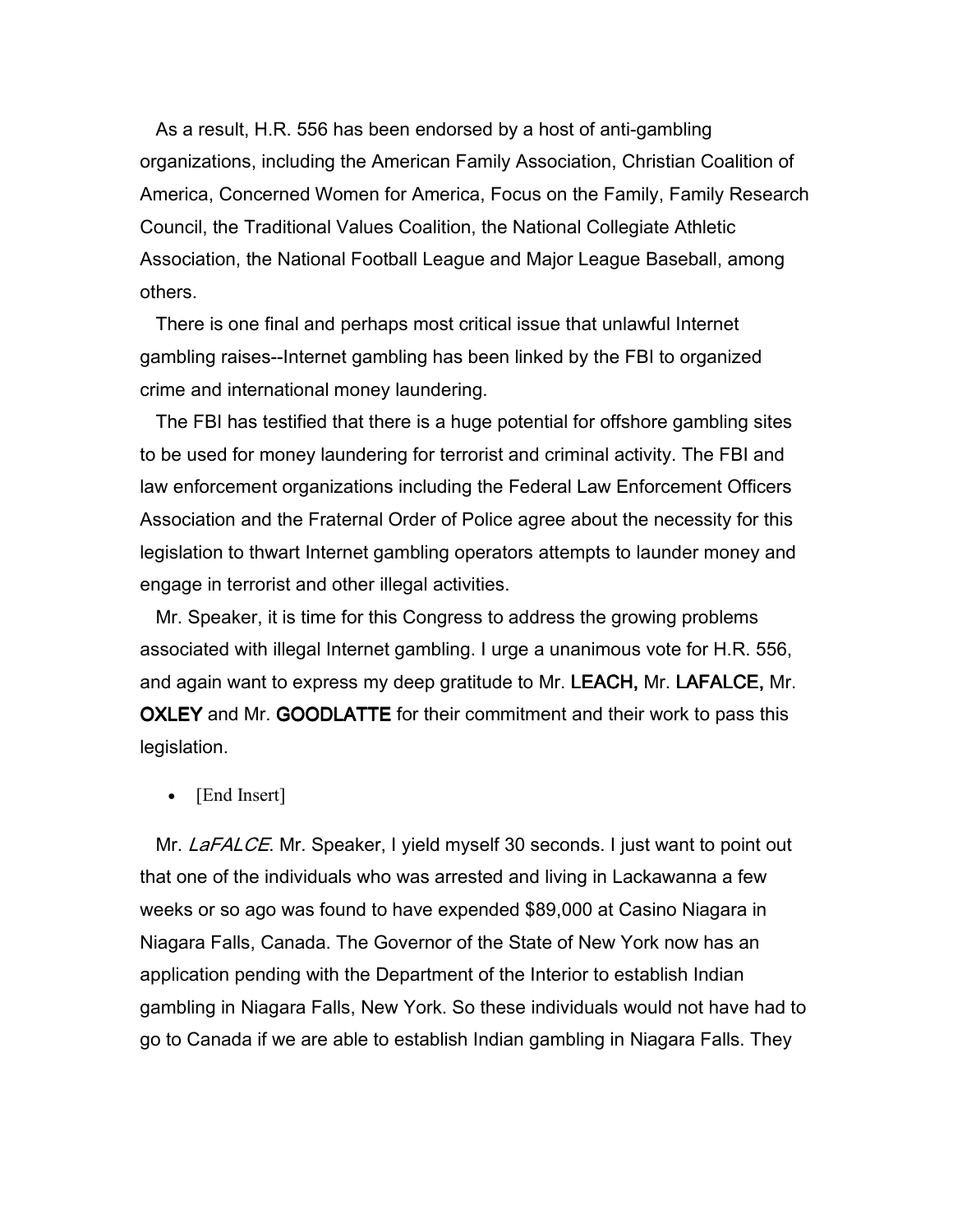As a result, H.R. 556 has been endorsed by a host of anti-gambling organizations, including the American Family Association, Christian Coalition of America, Concerned Women for America, Focus on the Family, Family Research Council, the Traditional Values Coalition, the National Collegiate Athletic Association, the National Football League and Major League Baseball, among others.

There is one final and perhaps most critical issue that unlawful Internet gambling raises--Internet gambling has been linked by the FBI to organized crime and international money laundering.

The FBI has testified that there is a huge potential for offshore gambling sites to be used for money laundering for terrorist and criminal activity. The FBI and law enforcement organizations including the Federal Law Enforcement Officers Association and the Fraternal Order of Police agree about the necessity for this legislation to thwart Internet gambling operators attempts to launder money and engage in terrorist and other illegal activities.

Mr. Speaker, it is time for this Congress to address the growing problems associated with illegal Internet gambling. I urge a unanimous vote for H.R. 556, and again want to express my deep gratitude to Mr. **LEACH,** Mr. **LAFALCE,** Mr. **OXLEY** and Mr. **GOODLATTE** for their commitment and their work to pass this legislation.

- [End Insert]

Mr. *LaFALCE*. Mr. Speaker, I yield myself 30 seconds. I just want to point out that one of the individuals who was arrested and living in Lackawanna a few weeks or so ago was found to have expended $89,000 at Casino Niagara in Niagara Falls, Canada. The Governor of the State of New York now has an application pending with the Department of the Interior to establish Indian gambling in Niagara Falls, New York. So these individuals would not have had to go to Canada if we are able to establish Indian gambling in Niagara Falls. They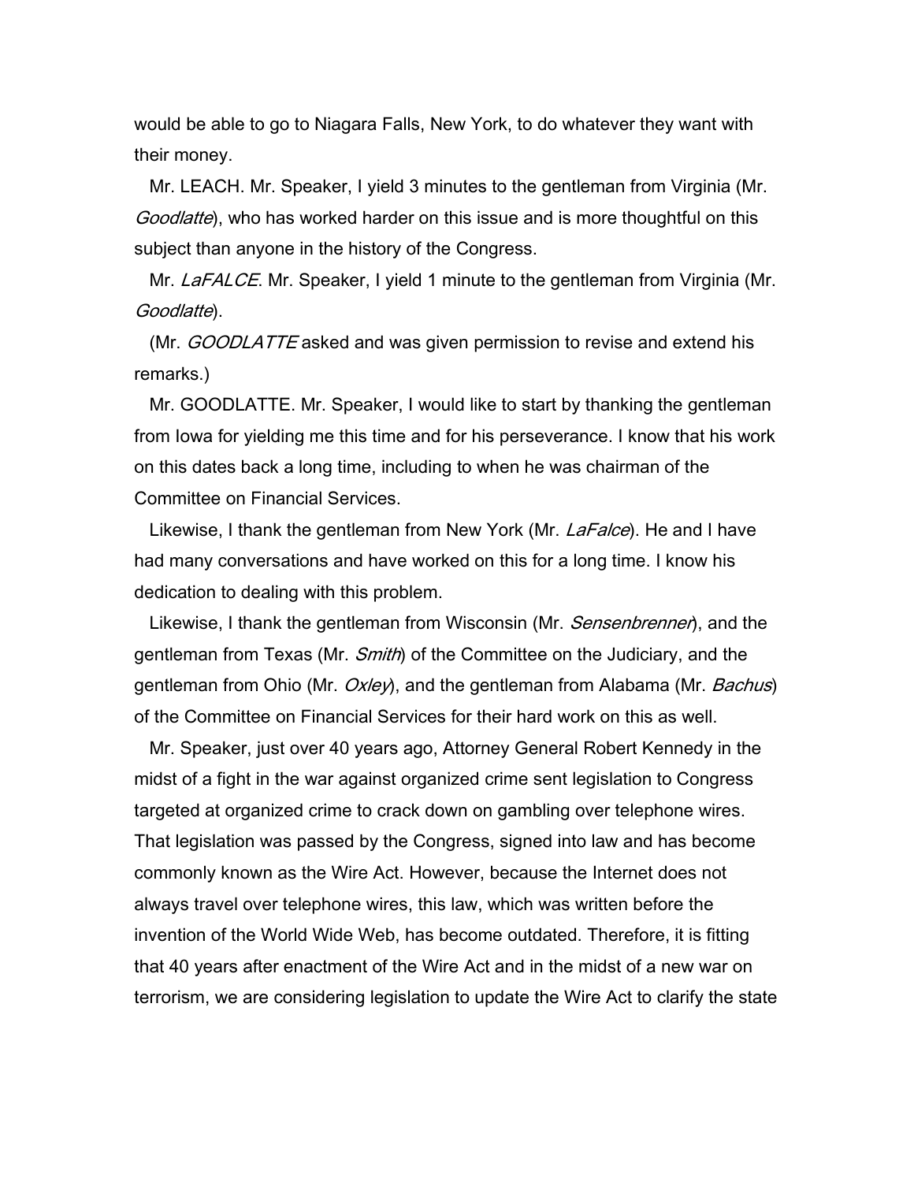would be able to go to Niagara Falls, New York, to do whatever they want with their money.

Mr. LEACH. Mr. Speaker, I yield 3 minutes to the gentleman from Virginia (Mr. *Goodlatte*), who has worked harder on this issue and is more thoughtful on this subject than anyone in the history of the Congress.

Mr. *LaFALCE*. Mr. Speaker, I yield 1 minute to the gentleman from Virginia (Mr. *Goodlatte*).

(Mr. *GOODLATTE* asked and was given permission to revise and extend his remarks.)

Mr. GOODLATTE. Mr. Speaker, I would like to start by thanking the gentleman from Iowa for yielding me this time and for his perseverance. I know that his work on this dates back a long time, including to when he was chairman of the Committee on Financial Services.

Likewise, I thank the gentleman from New York (Mr. *LaFalce*). He and I have had many conversations and have worked on this for a long time. I know his dedication to dealing with this problem.

Likewise, I thank the gentleman from Wisconsin (Mr. *Sensenbrenner*), and the gentleman from Texas (Mr. *Smith*) of the Committee on the Judiciary, and the gentleman from Ohio (Mr. *Oxley*), and the gentleman from Alabama (Mr. *Bachus*) of the Committee on Financial Services for their hard work on this as well.

Mr. Speaker, just over 40 years ago, Attorney General Robert Kennedy in the midst of a fight in the war against organized crime sent legislation to Congress targeted at organized crime to crack down on gambling over telephone wires. That legislation was passed by the Congress, signed into law and has become commonly known as the Wire Act. However, because the Internet does not always travel over telephone wires, this law, which was written before the invention of the World Wide Web, has become outdated. Therefore, it is fitting that 40 years after enactment of the Wire Act and in the midst of a new war on terrorism, we are considering legislation to update the Wire Act to clarify the state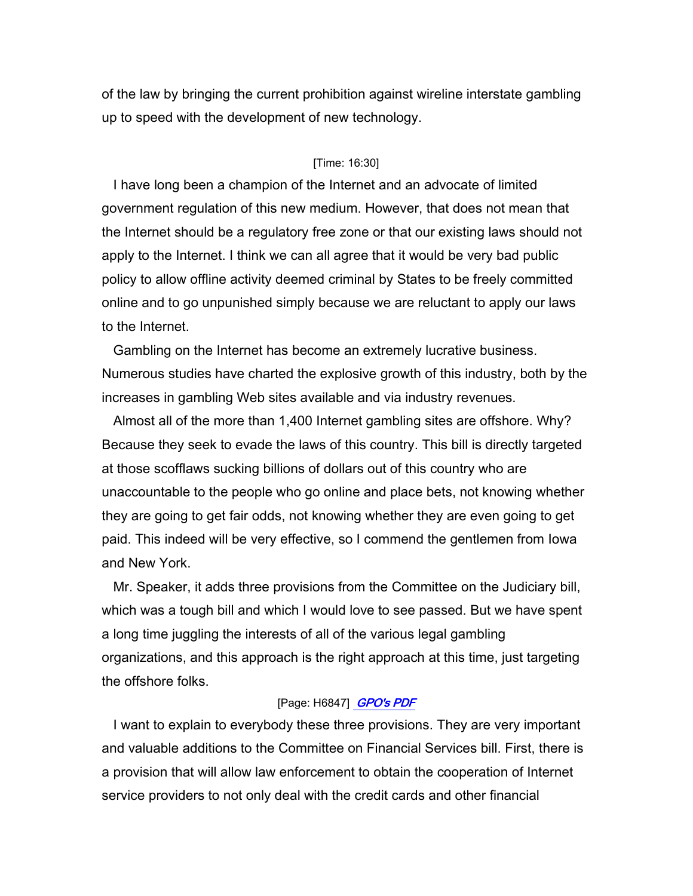of the law by bringing the current prohibition against wireline interstate gambling up to speed with the development of new technology.

[Time: 16:30]

I have long been a champion of the Internet and an advocate of limited government regulation of this new medium. However, that does not mean that the Internet should be a regulatory free zone or that our existing laws should not apply to the Internet. I think we can all agree that it would be very bad public policy to allow offline activity deemed criminal by States to be freely committed online and to go unpunished simply because we are reluctant to apply our laws to the Internet.

Gambling on the Internet has become an extremely lucrative business. Numerous studies have charted the explosive growth of this industry, both by the increases in gambling Web sites available and via industry revenues.

Almost all of the more than 1,400 Internet gambling sites are offshore. Why? Because they seek to evade the laws of this country. This bill is directly targeted at those scofflaws sucking billions of dollars out of this country who are unaccountable to the people who go online and place bets, not knowing whether they are going to get fair odds, not knowing whether they are even going to get paid. This indeed will be very effective, so I commend the gentlemen from Iowa and New York.

Mr. Speaker, it adds three provisions from the Committee on the Judiciary bill, which was a tough bill and which I would love to see passed. But we have spent a long time juggling the interests of all of the various legal gambling organizations, and this approach is the right approach at this time, just targeting the offshore folks.

[Page: H6847] *GPO's PDF*

I want to explain to everybody these three provisions. They are very important and valuable additions to the Committee on Financial Services bill. First, there is a provision that will allow law enforcement to obtain the cooperation of Internet service providers to not only deal with the credit cards and other financial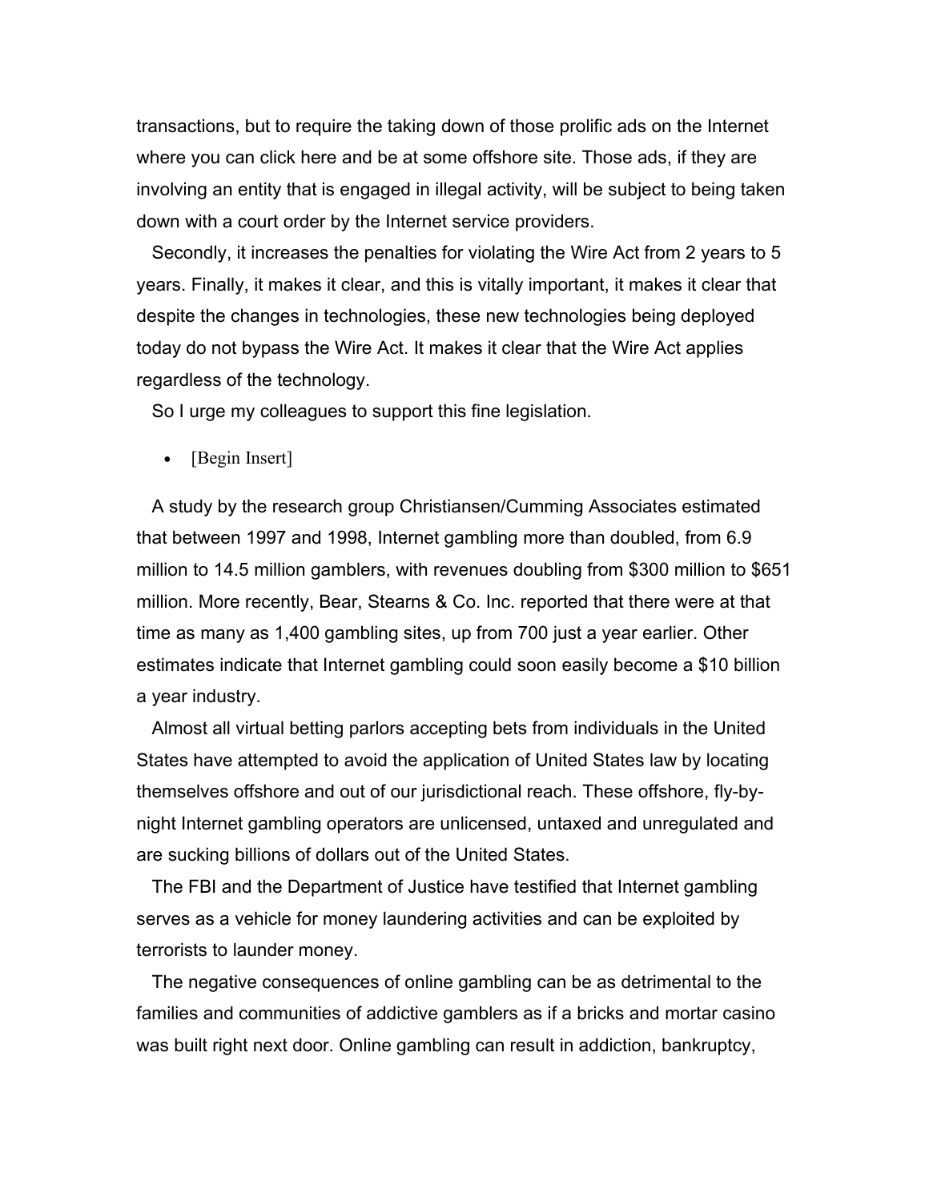transactions, but to require the taking down of those prolific ads on the Internet where you can click here and be at some offshore site. Those ads, if they are involving an entity that is engaged in illegal activity, will be subject to being taken down with a court order by the Internet service providers.

Secondly, it increases the penalties for violating the Wire Act from 2 years to 5 years. Finally, it makes it clear, and this is vitally important, it makes it clear that despite the changes in technologies, these new technologies being deployed today do not bypass the Wire Act. It makes it clear that the Wire Act applies regardless of the technology.

So I urge my colleagues to support this fine legislation.

- [Begin Insert]

A study by the research group Christiansen/Cumming Associates estimated that between 1997 and 1998, Internet gambling more than doubled, from 6.9 million to 14.5 million gamblers, with revenues doubling from $300 million to $651 million. More recently, Bear, Stearns & Co. Inc. reported that there were at that time as many as 1,400 gambling sites, up from 700 just a year earlier. Other estimates indicate that Internet gambling could soon easily become a $10 billion a year industry.

Almost all virtual betting parlors accepting bets from individuals in the United States have attempted to avoid the application of United States law by locating themselves offshore and out of our jurisdictional reach. These offshore, fly-by-night Internet gambling operators are unlicensed, untaxed and unregulated and are sucking billions of dollars out of the United States.

The FBI and the Department of Justice have testified that Internet gambling serves as a vehicle for money laundering activities and can be exploited by terrorists to launder money.

The negative consequences of online gambling can be as detrimental to the families and communities of addictive gamblers as if a bricks and mortar casino was built right next door. Online gambling can result in addiction, bankruptcy,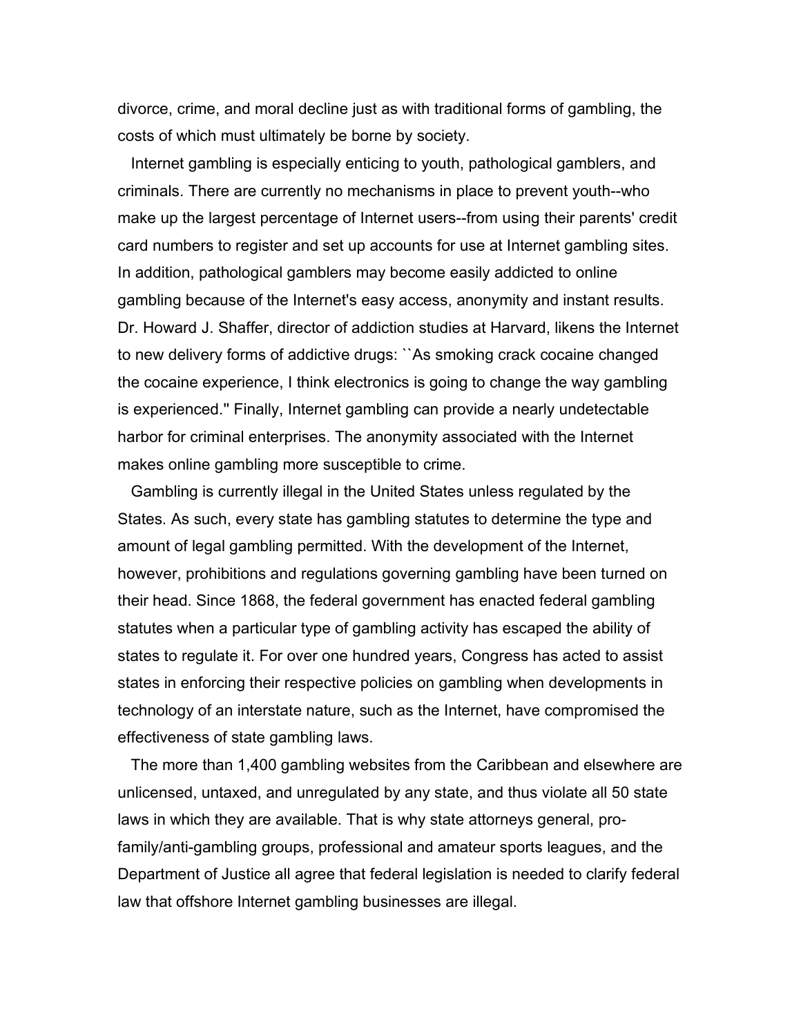divorce, crime, and moral decline just as with traditional forms of gambling, the costs of which must ultimately be borne by society.

Internet gambling is especially enticing to youth, pathological gamblers, and criminals. There are currently no mechanisms in place to prevent youth--who make up the largest percentage of Internet users--from using their parents' credit card numbers to register and set up accounts for use at Internet gambling sites. In addition, pathological gamblers may become easily addicted to online gambling because of the Internet's easy access, anonymity and instant results. Dr. Howard J. Shaffer, director of addiction studies at Harvard, likens the Internet to new delivery forms of addictive drugs: ``As smoking crack cocaine changed the cocaine experience, I think electronics is going to change the way gambling is experienced.'' Finally, Internet gambling can provide a nearly undetectable harbor for criminal enterprises. The anonymity associated with the Internet makes online gambling more susceptible to crime.

Gambling is currently illegal in the United States unless regulated by the States. As such, every state has gambling statutes to determine the type and amount of legal gambling permitted. With the development of the Internet, however, prohibitions and regulations governing gambling have been turned on their head. Since 1868, the federal government has enacted federal gambling statutes when a particular type of gambling activity has escaped the ability of states to regulate it. For over one hundred years, Congress has acted to assist states in enforcing their respective policies on gambling when developments in technology of an interstate nature, such as the Internet, have compromised the effectiveness of state gambling laws.

The more than 1,400 gambling websites from the Caribbean and elsewhere are unlicensed, untaxed, and unregulated by any state, and thus violate all 50 state laws in which they are available. That is why state attorneys general, pro-family/anti-gambling groups, professional and amateur sports leagues, and the Department of Justice all agree that federal legislation is needed to clarify federal law that offshore Internet gambling businesses are illegal.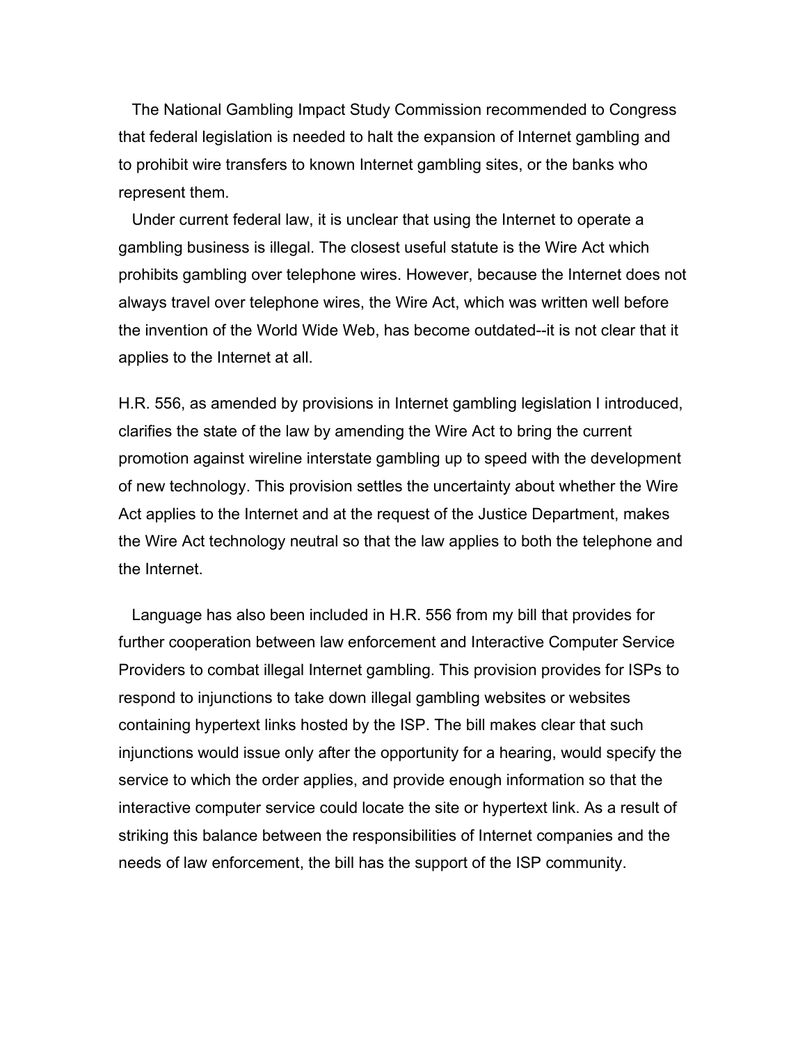The National Gambling Impact Study Commission recommended to Congress that federal legislation is needed to halt the expansion of Internet gambling and to prohibit wire transfers to known Internet gambling sites, or the banks who represent them.

Under current federal law, it is unclear that using the Internet to operate a gambling business is illegal. The closest useful statute is the Wire Act which prohibits gambling over telephone wires. However, because the Internet does not always travel over telephone wires, the Wire Act, which was written well before the invention of the World Wide Web, has become outdated--it is not clear that it applies to the Internet at all.

H.R. 556, as amended by provisions in Internet gambling legislation I introduced, clarifies the state of the law by amending the Wire Act to bring the current promotion against wireline interstate gambling up to speed with the development of new technology. This provision settles the uncertainty about whether the Wire Act applies to the Internet and at the request of the Justice Department, makes the Wire Act technology neutral so that the law applies to both the telephone and the Internet.

Language has also been included in H.R. 556 from my bill that provides for further cooperation between law enforcement and Interactive Computer Service Providers to combat illegal Internet gambling. This provision provides for ISPs to respond to injunctions to take down illegal gambling websites or websites containing hypertext links hosted by the ISP. The bill makes clear that such injunctions would issue only after the opportunity for a hearing, would specify the service to which the order applies, and provide enough information so that the interactive computer service could locate the site or hypertext link. As a result of striking this balance between the responsibilities of Internet companies and the needs of law enforcement, the bill has the support of the ISP community.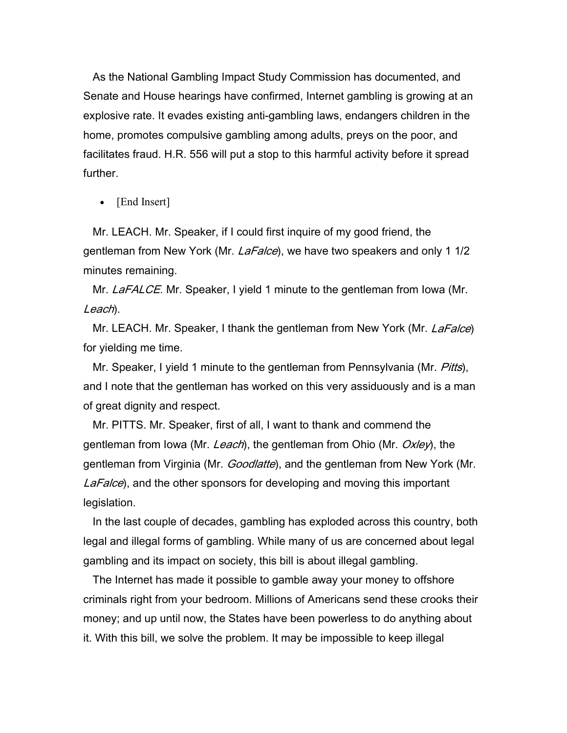As the National Gambling Impact Study Commission has documented, and Senate and House hearings have confirmed, Internet gambling is growing at an explosive rate. It evades existing anti-gambling laws, endangers children in the home, promotes compulsive gambling among adults, preys on the poor, and facilitates fraud. H.R. 556 will put a stop to this harmful activity before it spread further.

- [End Insert]

Mr. LEACH. Mr. Speaker, if I could first inquire of my good friend, the gentleman from New York (Mr. *LaFalce*), we have two speakers and only 1 1/2 minutes remaining.

Mr. *LaFALCE*. Mr. Speaker, I yield 1 minute to the gentleman from Iowa (Mr. *Leach*).

Mr. LEACH. Mr. Speaker, I thank the gentleman from New York (Mr. *LaFalce*) for yielding me time.

Mr. Speaker, I yield 1 minute to the gentleman from Pennsylvania (Mr. *Pitts*), and I note that the gentleman has worked on this very assiduously and is a man of great dignity and respect.

Mr. PITTS. Mr. Speaker, first of all, I want to thank and commend the gentleman from Iowa (Mr. *Leach*), the gentleman from Ohio (Mr. *Oxley*), the gentleman from Virginia (Mr. *Goodlatte*), and the gentleman from New York (Mr. *LaFalce*), and the other sponsors for developing and moving this important legislation.

In the last couple of decades, gambling has exploded across this country, both legal and illegal forms of gambling. While many of us are concerned about legal gambling and its impact on society, this bill is about illegal gambling.

The Internet has made it possible to gamble away your money to offshore criminals right from your bedroom. Millions of Americans send these crooks their money; and up until now, the States have been powerless to do anything about it. With this bill, we solve the problem. It may be impossible to keep illegal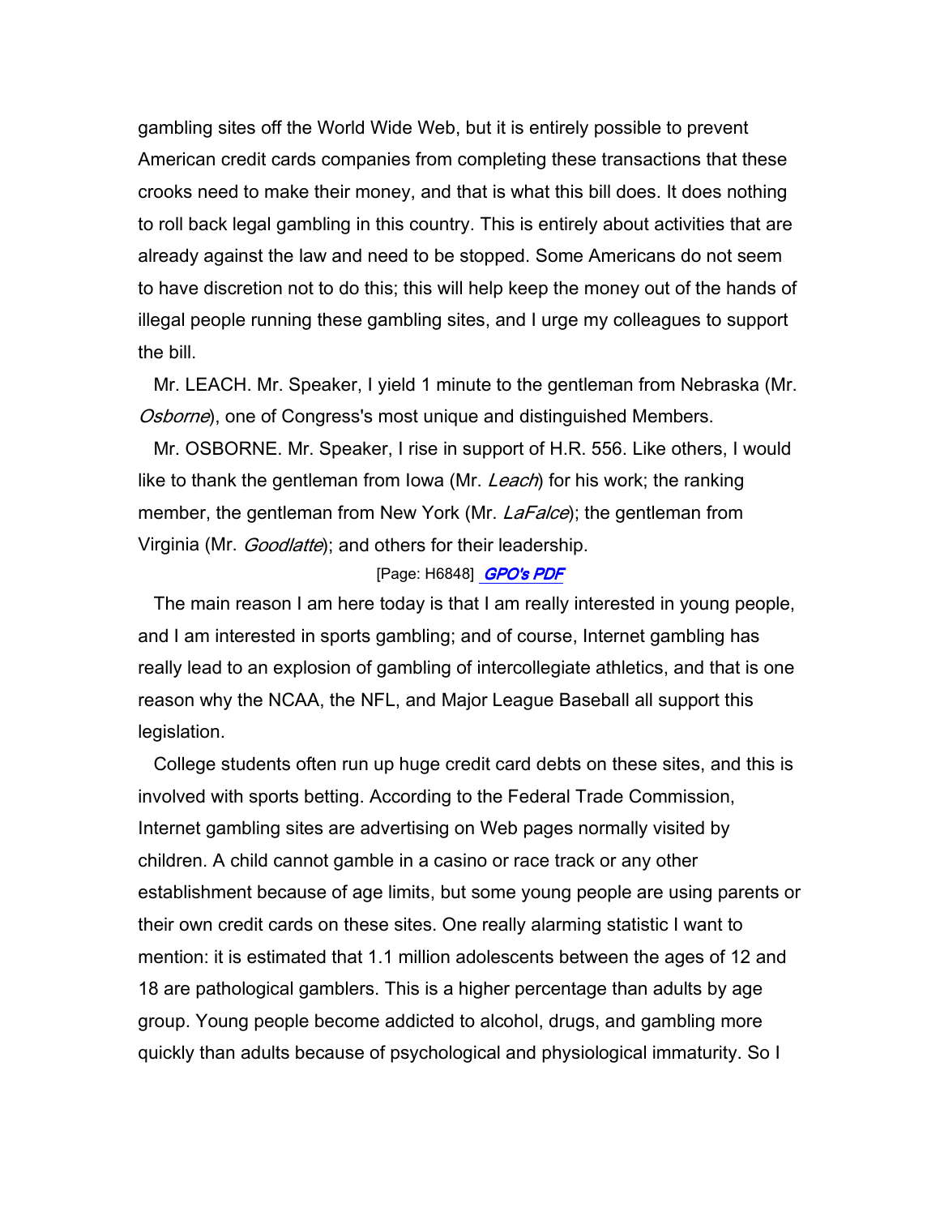gambling sites off the World Wide Web, but it is entirely possible to prevent American credit cards companies from completing these transactions that these crooks need to make their money, and that is what this bill does. It does nothing to roll back legal gambling in this country. This is entirely about activities that are already against the law and need to be stopped. Some Americans do not seem to have discretion not to do this; this will help keep the money out of the hands of illegal people running these gambling sites, and I urge my colleagues to support the bill.

Mr. LEACH. Mr. Speaker, I yield 1 minute to the gentleman from Nebraska (Mr. *Osborne*), one of Congress's most unique and distinguished Members.

Mr. OSBORNE. Mr. Speaker, I rise in support of H.R. 556. Like others, I would like to thank the gentleman from Iowa (Mr. *Leach*) for his work; the ranking member, the gentleman from New York (Mr. *LaFalce*); the gentleman from Virginia (Mr. *Goodlatte*); and others for their leadership.

[Page: H6848] *GPO's PDF*

The main reason I am here today is that I am really interested in young people, and I am interested in sports gambling; and of course, Internet gambling has really lead to an explosion of gambling of intercollegiate athletics, and that is one reason why the NCAA, the NFL, and Major League Baseball all support this legislation.

College students often run up huge credit card debts on these sites, and this is involved with sports betting. According to the Federal Trade Commission, Internet gambling sites are advertising on Web pages normally visited by children. A child cannot gamble in a casino or race track or any other establishment because of age limits, but some young people are using parents or their own credit cards on these sites. One really alarming statistic I want to mention: it is estimated that 1.1 million adolescents between the ages of 12 and 18 are pathological gamblers. This is a higher percentage than adults by age group. Young people become addicted to alcohol, drugs, and gambling more quickly than adults because of psychological and physiological immaturity. So I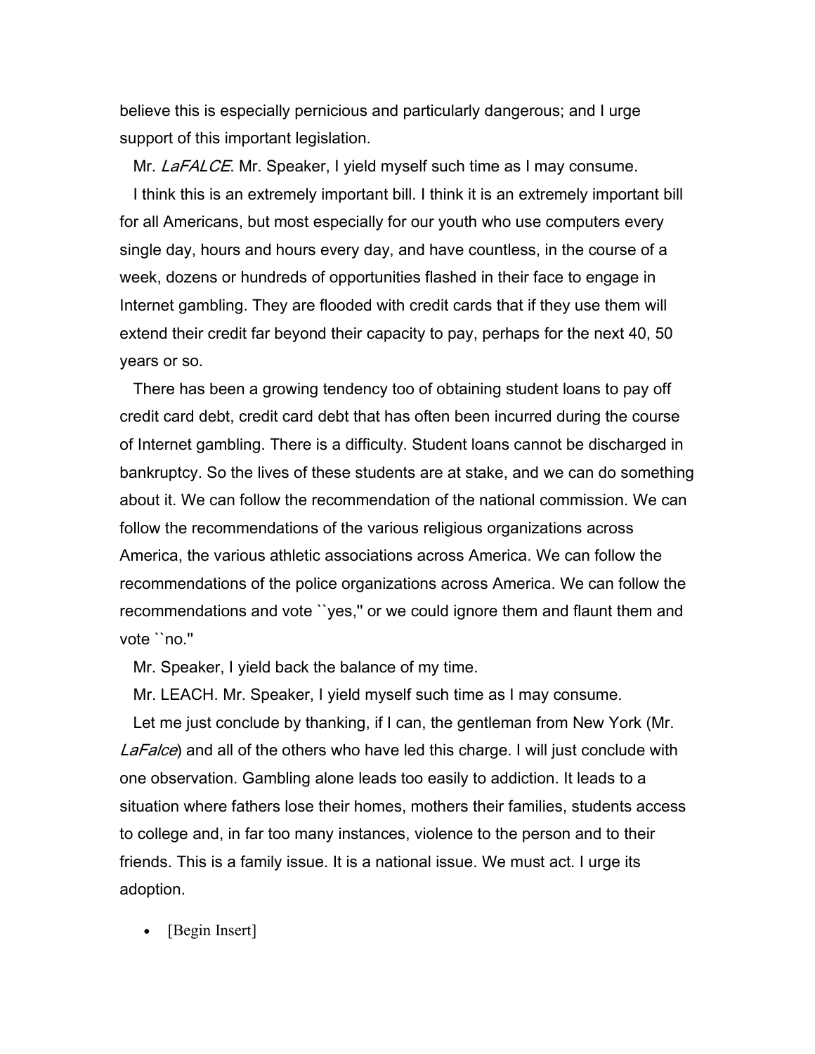believe this is especially pernicious and particularly dangerous; and I urge support of this important legislation.

Mr. *LaFALCE*. Mr. Speaker, I yield myself such time as I may consume.

I think this is an extremely important bill. I think it is an extremely important bill for all Americans, but most especially for our youth who use computers every single day, hours and hours every day, and have countless, in the course of a week, dozens or hundreds of opportunities flashed in their face to engage in Internet gambling. They are flooded with credit cards that if they use them will extend their credit far beyond their capacity to pay, perhaps for the next 40, 50 years or so.

There has been a growing tendency too of obtaining student loans to pay off credit card debt, credit card debt that has often been incurred during the course of Internet gambling. There is a difficulty. Student loans cannot be discharged in bankruptcy. So the lives of these students are at stake, and we can do something about it. We can follow the recommendation of the national commission. We can follow the recommendations of the various religious organizations across America, the various athletic associations across America. We can follow the recommendations of the police organizations across America. We can follow the recommendations and vote ``yes,'' or we could ignore them and flaunt them and vote ``no.''

Mr. Speaker, I yield back the balance of my time.

Mr. LEACH. Mr. Speaker, I yield myself such time as I may consume.

Let me just conclude by thanking, if I can, the gentleman from New York (Mr. *LaFalce*) and all of the others who have led this charge. I will just conclude with one observation. Gambling alone leads too easily to addiction. It leads to a situation where fathers lose their homes, mothers their families, students access to college and, in far too many instances, violence to the person and to their friends. This is a family issue. It is a national issue. We must act. I urge its adoption.

- [Begin Insert]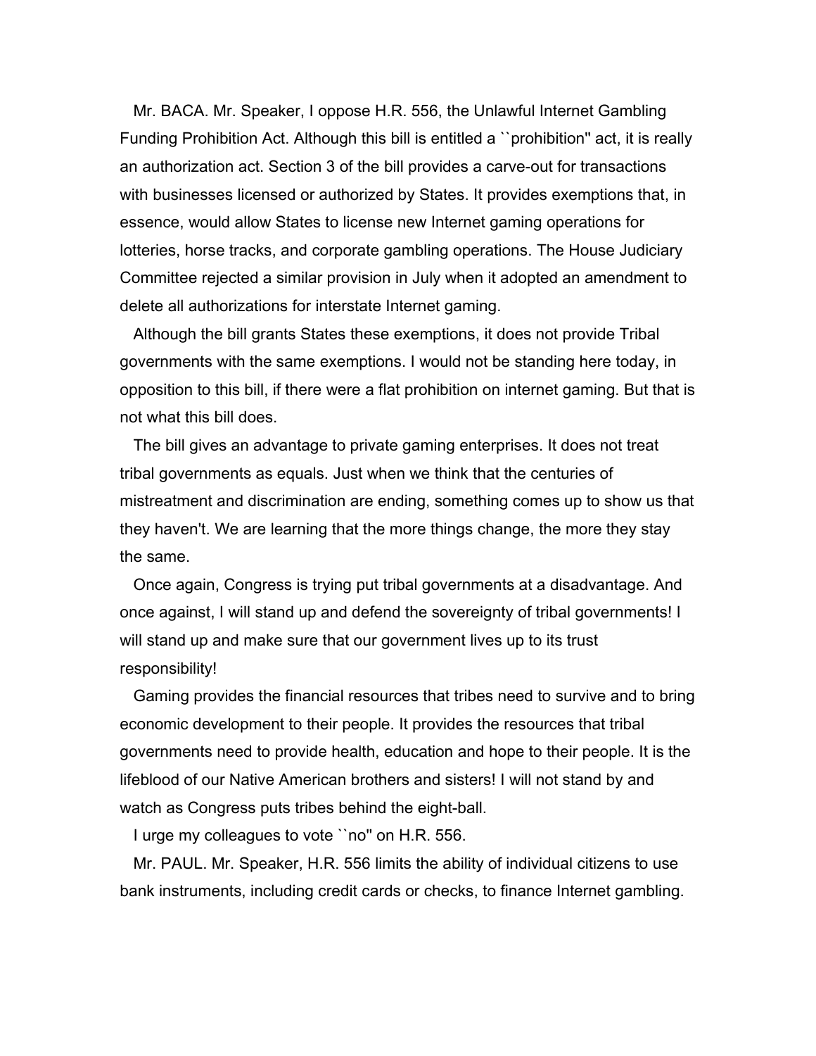Mr. BACA. Mr. Speaker, I oppose H.R. 556, the Unlawful Internet Gambling Funding Prohibition Act. Although this bill is entitled a ``prohibition'' act, it is really an authorization act. Section 3 of the bill provides a carve-out for transactions with businesses licensed or authorized by States. It provides exemptions that, in essence, would allow States to license new Internet gaming operations for lotteries, horse tracks, and corporate gambling operations. The House Judiciary Committee rejected a similar provision in July when it adopted an amendment to delete all authorizations for interstate Internet gaming.

Although the bill grants States these exemptions, it does not provide Tribal governments with the same exemptions. I would not be standing here today, in opposition to this bill, if there were a flat prohibition on internet gaming. But that is not what this bill does.

The bill gives an advantage to private gaming enterprises. It does not treat tribal governments as equals. Just when we think that the centuries of mistreatment and discrimination are ending, something comes up to show us that they haven't. We are learning that the more things change, the more they stay the same.

Once again, Congress is trying put tribal governments at a disadvantage. And once against, I will stand up and defend the sovereignty of tribal governments! I will stand up and make sure that our government lives up to its trust responsibility!

Gaming provides the financial resources that tribes need to survive and to bring economic development to their people. It provides the resources that tribal governments need to provide health, education and hope to their people. It is the lifeblood of our Native American brothers and sisters! I will not stand by and watch as Congress puts tribes behind the eight-ball.

I urge my colleagues to vote ``no'' on H.R. 556.

Mr. PAUL. Mr. Speaker, H.R. 556 limits the ability of individual citizens to use bank instruments, including credit cards or checks, to finance Internet gambling.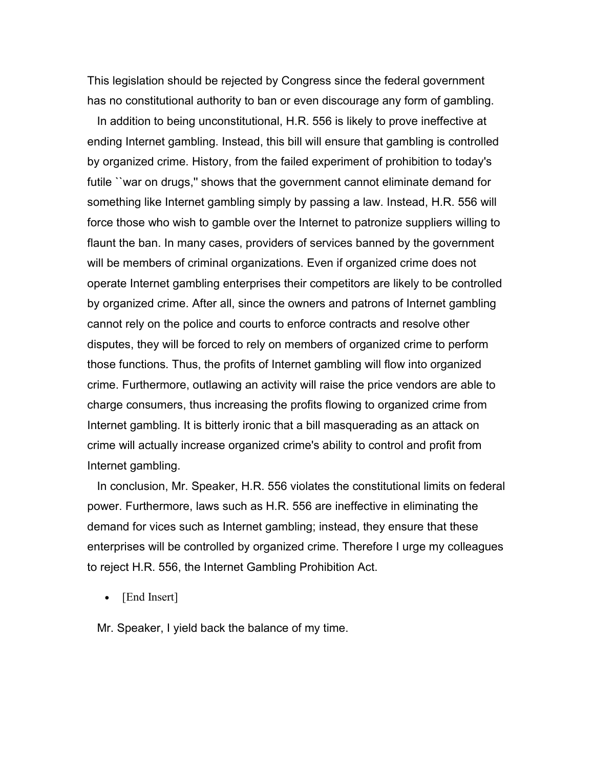This legislation should be rejected by Congress since the federal government has no constitutional authority to ban or even discourage any form of gambling.

In addition to being unconstitutional, H.R. 556 is likely to prove ineffective at ending Internet gambling. Instead, this bill will ensure that gambling is controlled by organized crime. History, from the failed experiment of prohibition to today's futile ``war on drugs,'' shows that the government cannot eliminate demand for something like Internet gambling simply by passing a law. Instead, H.R. 556 will force those who wish to gamble over the Internet to patronize suppliers willing to flaunt the ban. In many cases, providers of services banned by the government will be members of criminal organizations. Even if organized crime does not operate Internet gambling enterprises their competitors are likely to be controlled by organized crime. After all, since the owners and patrons of Internet gambling cannot rely on the police and courts to enforce contracts and resolve other disputes, they will be forced to rely on members of organized crime to perform those functions. Thus, the profits of Internet gambling will flow into organized crime. Furthermore, outlawing an activity will raise the price vendors are able to charge consumers, thus increasing the profits flowing to organized crime from Internet gambling. It is bitterly ironic that a bill masquerading as an attack on crime will actually increase organized crime's ability to control and profit from Internet gambling.

In conclusion, Mr. Speaker, H.R. 556 violates the constitutional limits on federal power. Furthermore, laws such as H.R. 556 are ineffective in eliminating the demand for vices such as Internet gambling; instead, they ensure that these enterprises will be controlled by organized crime. Therefore I urge my colleagues to reject H.R. 556, the Internet Gambling Prohibition Act.

- [End Insert]

Mr. Speaker, I yield back the balance of my time.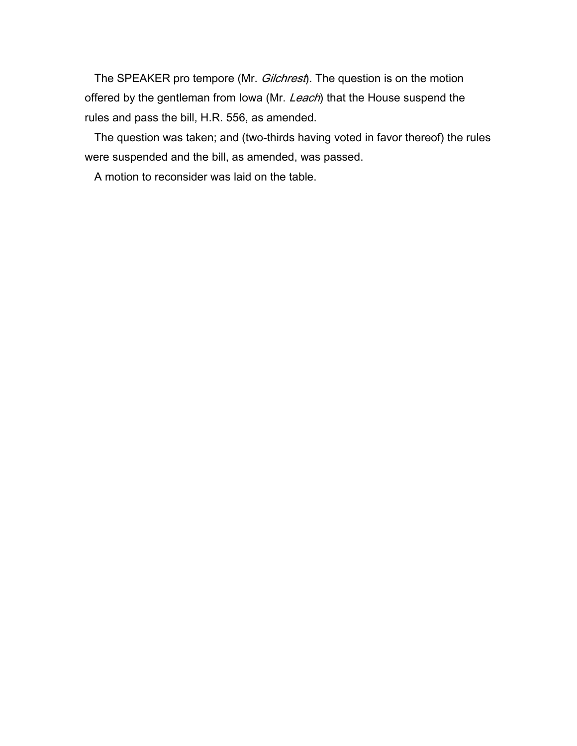The SPEAKER pro tempore (Mr. *Gilchrest*). The question is on the motion offered by the gentleman from Iowa (Mr. *Leach*) that the House suspend the rules and pass the bill, H.R. 556, as amended.

The question was taken; and (two-thirds having voted in favor thereof) the rules were suspended and the bill, as amended, was passed.

A motion to reconsider was laid on the table.